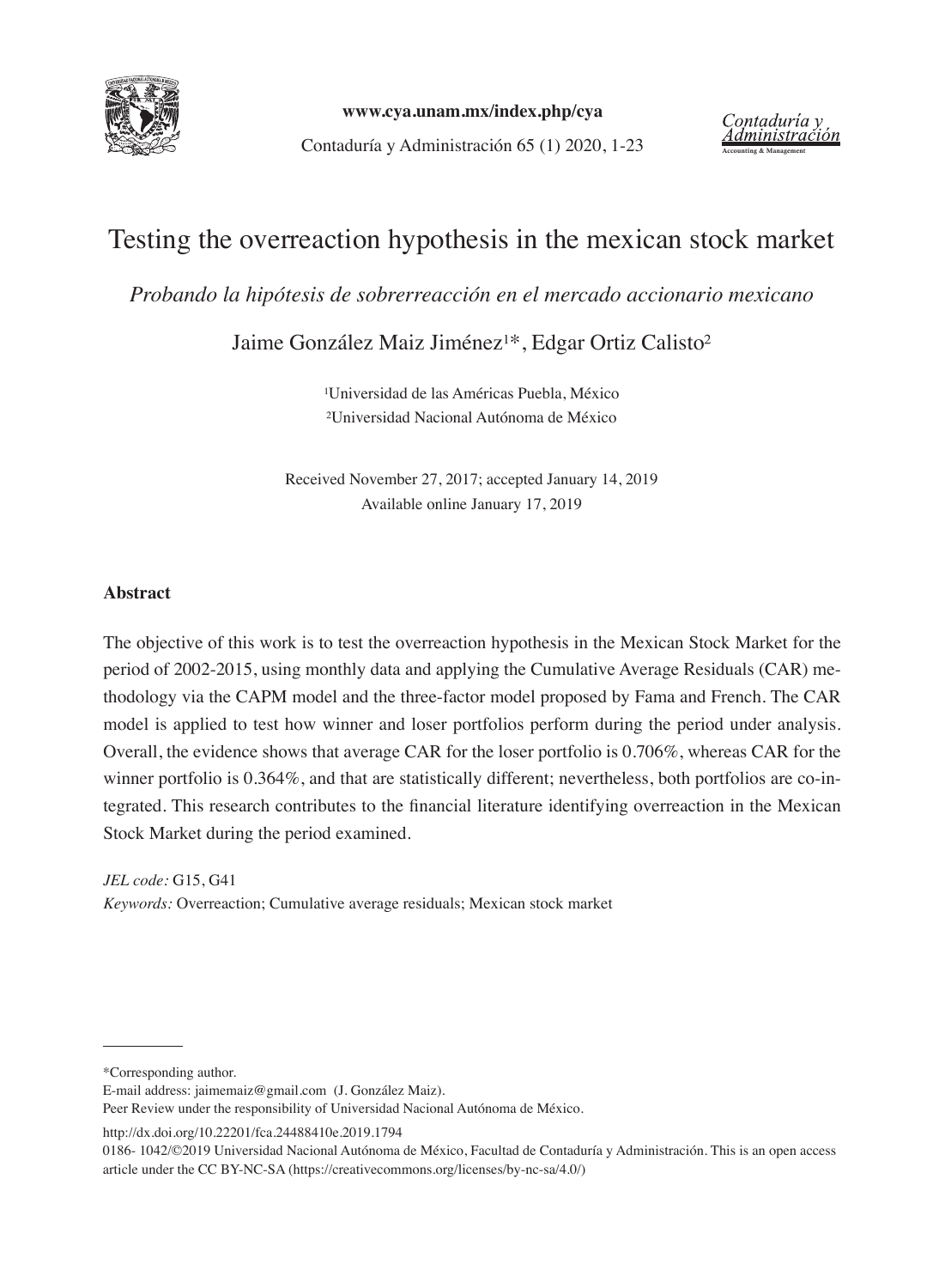# Testing the overreaction hypothesis in the mexican stock market

*Probando la hipótesis de sobrerreacción en el mercado accionario mexicano*

Jaime González Maiz Jiménez[1]*, Edgar Ortiz Calisto[2]

[1]Universidad de las Américas Puebla, México
[2]Universidad Nacional Autónoma de México

Received November 27, 2017; accepted January 14, 2019
Available online January 17, 2019

## Abstract

The objective of this work is to test the overreaction hypothesis in the Mexican Stock Market for the period of 2002-2015, using monthly data and applying the Cumulative Average Residuals (CAR) methodology via the CAPM model and the three-factor model proposed by Fama and French. The CAR model is applied to test how winner and loser portfolios perform during the period under analysis. Overall, the evidence shows that average CAR for the loser portfolio is 0.706%, whereas CAR for the winner portfolio is 0.364%, and that are statistically different; nevertheless, both portfolios are co-integrated. This research contributes to the financial literature identifying overreaction in the Mexican Stock Market during the period examined.

*JEL code:* G15, G41
*Keywords:* Overreaction; Cumulative average residuals; Mexican stock market

---

*Corresponding author.
E-mail address: jaimemaiz@gmail.com (J. González Maiz).
Peer Review under the responsibility of Universidad Nacional Autónoma de México.

http://dx.doi.org/10.22201/fca.24488410e.2019.1794
0186- 1042/©2019 Universidad Nacional Autónoma de México, Facultad de Contaduría y Administración. This is an open access article under the CC BY-NC-SA (https://creativecommons.org/licenses/by-nc-sa/4.0/)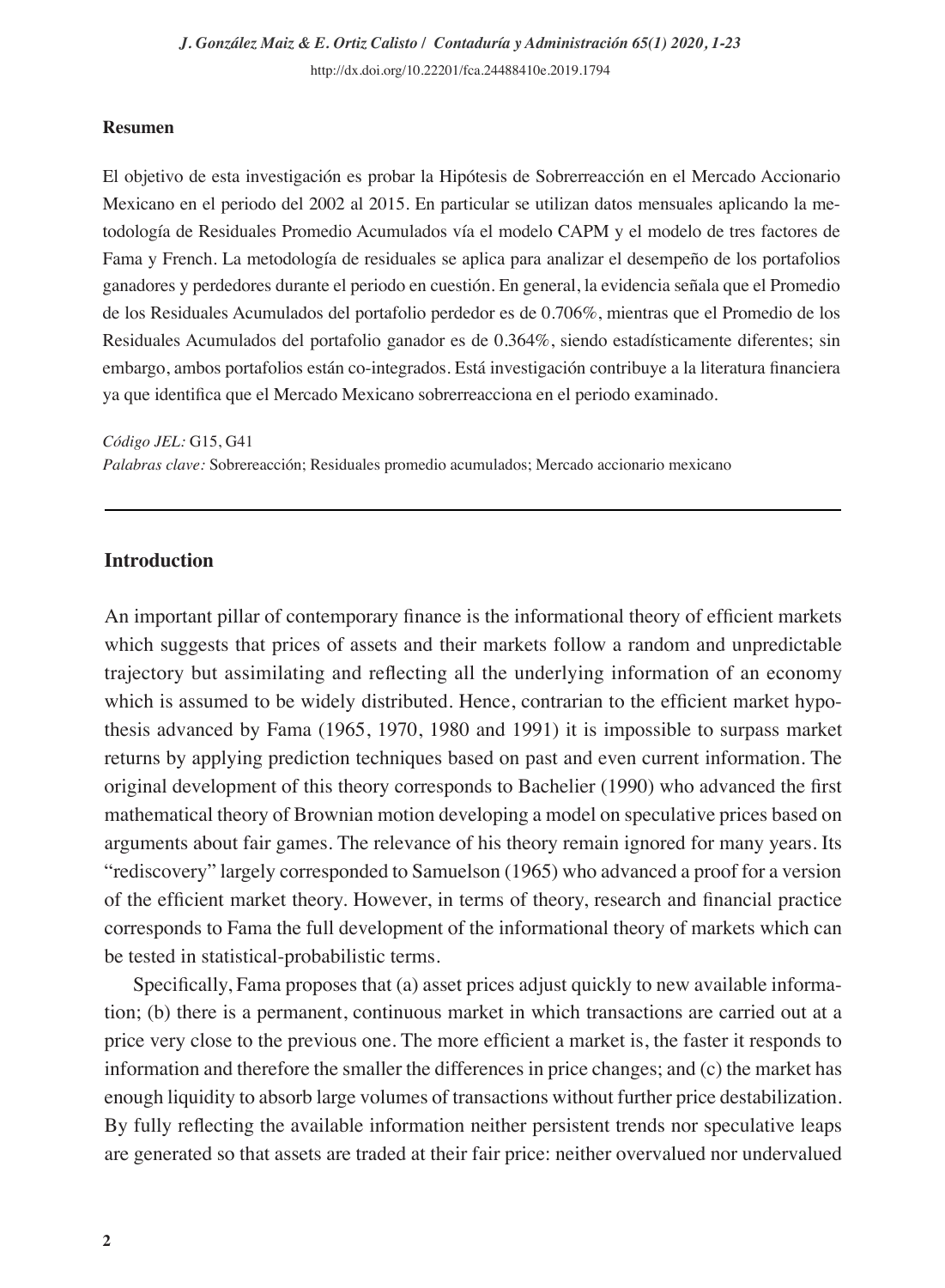**Resumen**

El objetivo de esta investigación es probar la Hipótesis de Sobrerreacción en el Mercado Accionario Mexicano en el periodo del 2002 al 2015. En particular se utilizan datos mensuales aplicando la metodología de Residuales Promedio Acumulados vía el modelo CAPM y el modelo de tres factores de Fama y French. La metodología de residuales se aplica para analizar el desempeño de los portafolios ganadores y perdedores durante el periodo en cuestión. En general, la evidencia señala que el Promedio de los Residuales Acumulados del portafolio perdedor es de 0.706%, mientras que el Promedio de los Residuales Acumulados del portafolio ganador es de 0.364%, siendo estadísticamente diferentes; sin embargo, ambos portafolios están co-integrados. Está investigación contribuye a la literatura financiera ya que identifica que el Mercado Mexicano sobrerreacciona en el periodo examinado.

*Código JEL:* G15, G41
*Palabras clave:* Sobrereacción; Residuales promedio acumulados; Mercado accionario mexicano

---

## Introduction

An important pillar of contemporary finance is the informational theory of efficient markets which suggests that prices of assets and their markets follow a random and unpredictable trajectory but assimilating and reflecting all the underlying information of an economy which is assumed to be widely distributed. Hence, contrarian to the efficient market hypothesis advanced by Fama (1965, 1970, 1980 and 1991) it is impossible to surpass market returns by applying prediction techniques based on past and even current information. The original development of this theory corresponds to Bachelier (1990) who advanced the first mathematical theory of Brownian motion developing a model on speculative prices based on arguments about fair games. The relevance of his theory remain ignored for many years. Its "rediscovery" largely corresponded to Samuelson (1965) who advanced a proof for a version of the efficient market theory. However, in terms of theory, research and financial practice corresponds to Fama the full development of the informational theory of markets which can be tested in statistical-probabilistic terms.

Specifically, Fama proposes that (a) asset prices adjust quickly to new available information; (b) there is a permanent, continuous market in which transactions are carried out at a price very close to the previous one. The more efficient a market is, the faster it responds to information and therefore the smaller the differences in price changes; and (c) the market has enough liquidity to absorb large volumes of transactions without further price destabilization. By fully reflecting the available information neither persistent trends nor speculative leaps are generated so that assets are traded at their fair price: neither overvalued nor undervalued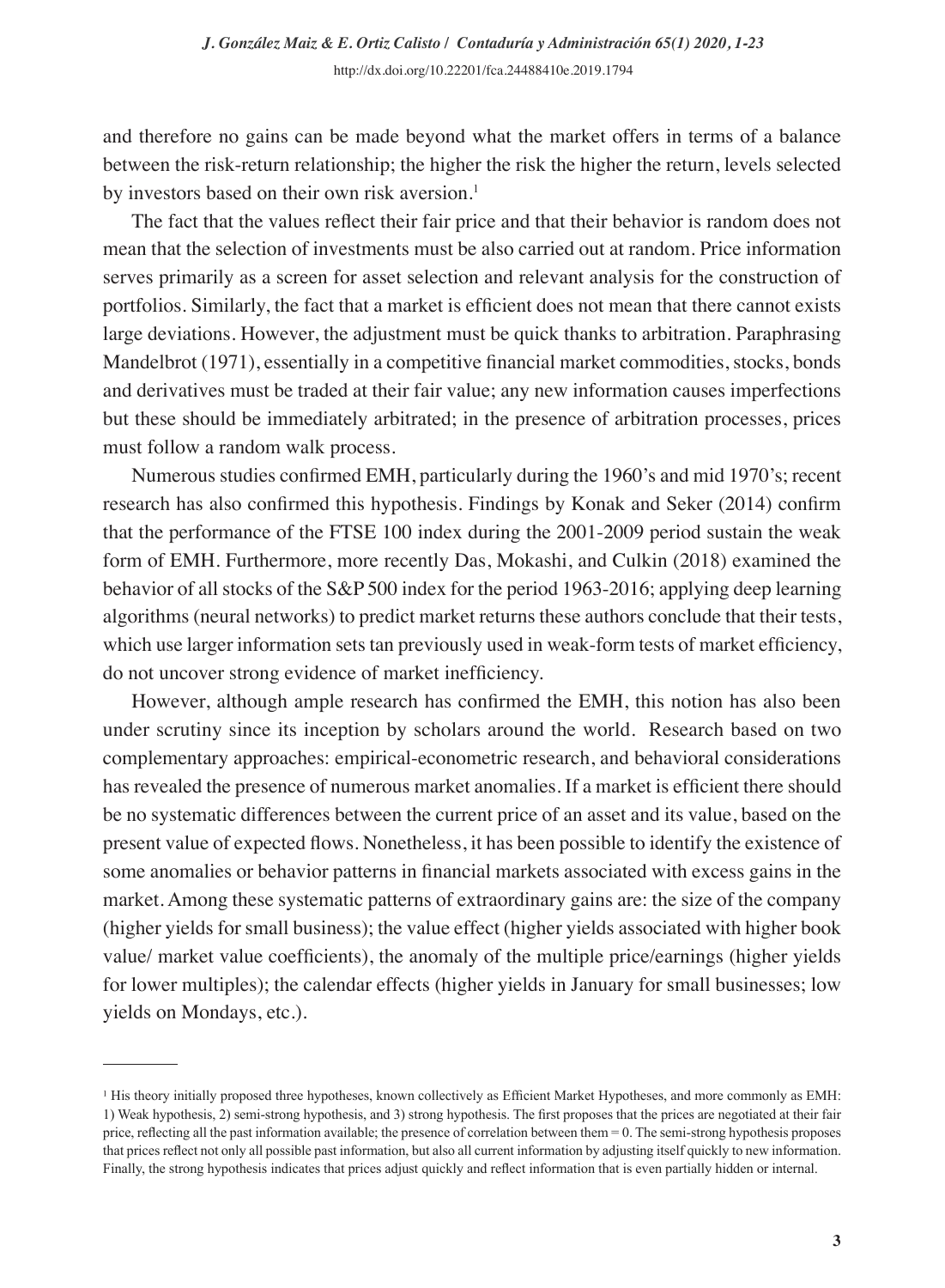and therefore no gains can be made beyond what the market offers in terms of a balance between the risk-return relationship; the higher the risk the higher the return, levels selected by investors based on their own risk aversion.[1]

The fact that the values reflect their fair price and that their behavior is random does not mean that the selection of investments must be also carried out at random. Price information serves primarily as a screen for asset selection and relevant analysis for the construction of portfolios. Similarly, the fact that a market is efficient does not mean that there cannot exists large deviations. However, the adjustment must be quick thanks to arbitration. Paraphrasing Mandelbrot (1971), essentially in a competitive financial market commodities, stocks, bonds and derivatives must be traded at their fair value; any new information causes imperfections but these should be immediately arbitrated; in the presence of arbitration processes, prices must follow a random walk process.

Numerous studies confirmed EMH, particularly during the 1960's and mid 1970's; recent research has also confirmed this hypothesis. Findings by Konak and Seker (2014) confirm that the performance of the FTSE 100 index during the 2001-2009 period sustain the weak form of EMH. Furthermore, more recently Das, Mokashi, and Culkin (2018) examined the behavior of all stocks of the S&P 500 index for the period 1963-2016; applying deep learning algorithms (neural networks) to predict market returns these authors conclude that their tests, which use larger information sets tan previously used in weak-form tests of market efficiency, do not uncover strong evidence of market inefficiency.

However, although ample research has confirmed the EMH, this notion has also been under scrutiny since its inception by scholars around the world. Research based on two complementary approaches: empirical-econometric research, and behavioral considerations has revealed the presence of numerous market anomalies. If a market is efficient there should be no systematic differences between the current price of an asset and its value, based on the present value of expected flows. Nonetheless, it has been possible to identify the existence of some anomalies or behavior patterns in financial markets associated with excess gains in the market. Among these systematic patterns of extraordinary gains are: the size of the company (higher yields for small business); the value effect (higher yields associated with higher book value/ market value coefficients), the anomaly of the multiple price/earnings (higher yields for lower multiples); the calendar effects (higher yields in January for small businesses; low yields on Mondays, etc.).

---

[1] His theory initially proposed three hypotheses, known collectively as Efficient Market Hypotheses, and more commonly as EMH: 1) Weak hypothesis, 2) semi-strong hypothesis, and 3) strong hypothesis. The first proposes that the prices are negotiated at their fair price, reflecting all the past information available; the presence of correlation between them = 0. The semi-strong hypothesis proposes that prices reflect not only all possible past information, but also all current information by adjusting itself quickly to new information. Finally, the strong hypothesis indicates that prices adjust quickly and reflect information that is even partially hidden or internal.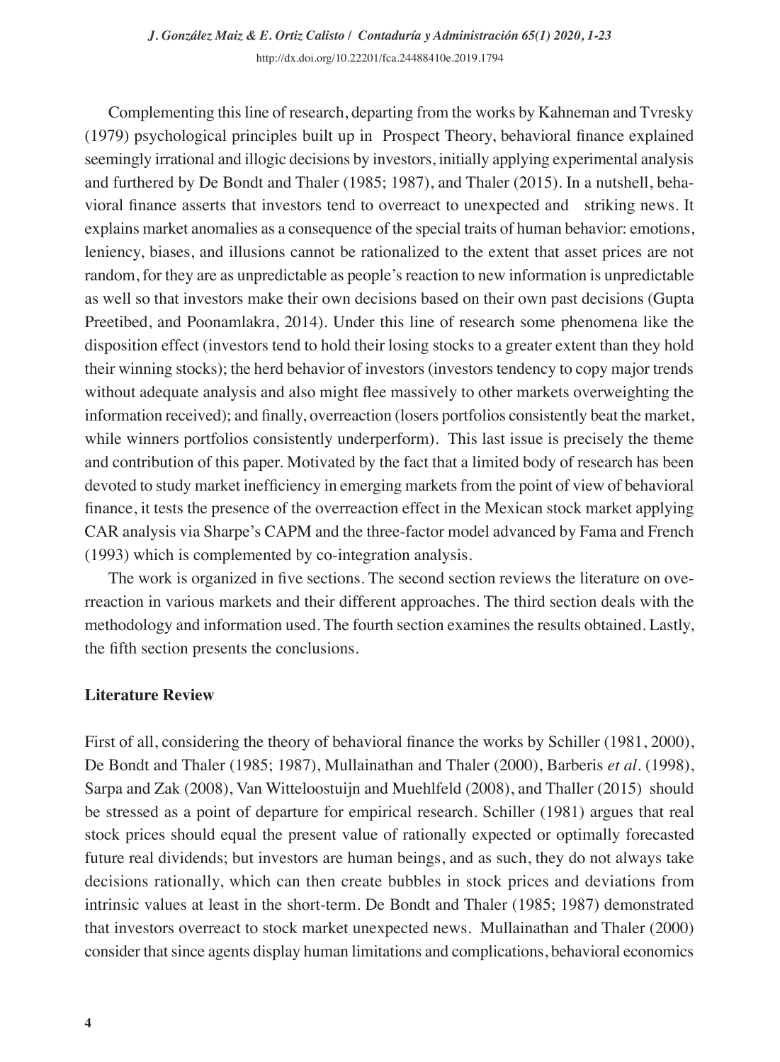Complementing this line of research, departing from the works by Kahneman and Tvresky (1979) psychological principles built up in Prospect Theory, behavioral finance explained seemingly irrational and illogic decisions by investors, initially applying experimental analysis and furthered by De Bondt and Thaler (1985; 1987), and Thaler (2015). In a nutshell, behavioral finance asserts that investors tend to overreact to unexpected and striking news. It explains market anomalies as a consequence of the special traits of human behavior: emotions, leniency, biases, and illusions cannot be rationalized to the extent that asset prices are not random, for they are as unpredictable as people's reaction to new information is unpredictable as well so that investors make their own decisions based on their own past decisions (Gupta Preetibed, and Poonamlakra, 2014). Under this line of research some phenomena like the disposition effect (investors tend to hold their losing stocks to a greater extent than they hold their winning stocks); the herd behavior of investors (investors tendency to copy major trends without adequate analysis and also might flee massively to other markets overweighting the information received); and finally, overreaction (losers portfolios consistently beat the market, while winners portfolios consistently underperform). This last issue is precisely the theme and contribution of this paper. Motivated by the fact that a limited body of research has been devoted to study market inefficiency in emerging markets from the point of view of behavioral finance, it tests the presence of the overreaction effect in the Mexican stock market applying CAR analysis via Sharpe's CAPM and the three-factor model advanced by Fama and French (1993) which is complemented by co-integration analysis.

The work is organized in five sections. The second section reviews the literature on overreaction in various markets and their different approaches. The third section deals with the methodology and information used. The fourth section examines the results obtained. Lastly, the fifth section presents the conclusions.

## Literature Review

First of all, considering the theory of behavioral finance the works by Schiller (1981, 2000), De Bondt and Thaler (1985; 1987), Mullainathan and Thaler (2000), Barberis *et al*. (1998), Sarpa and Zak (2008), Van Witteloostuijn and Muehlfeld (2008), and Thaller (2015) should be stressed as a point of departure for empirical research. Schiller (1981) argues that real stock prices should equal the present value of rationally expected or optimally forecasted future real dividends; but investors are human beings, and as such, they do not always take decisions rationally, which can then create bubbles in stock prices and deviations from intrinsic values at least in the short-term. De Bondt and Thaler (1985; 1987) demonstrated that investors overreact to stock market unexpected news. Mullainathan and Thaler (2000) consider that since agents display human limitations and complications, behavioral economics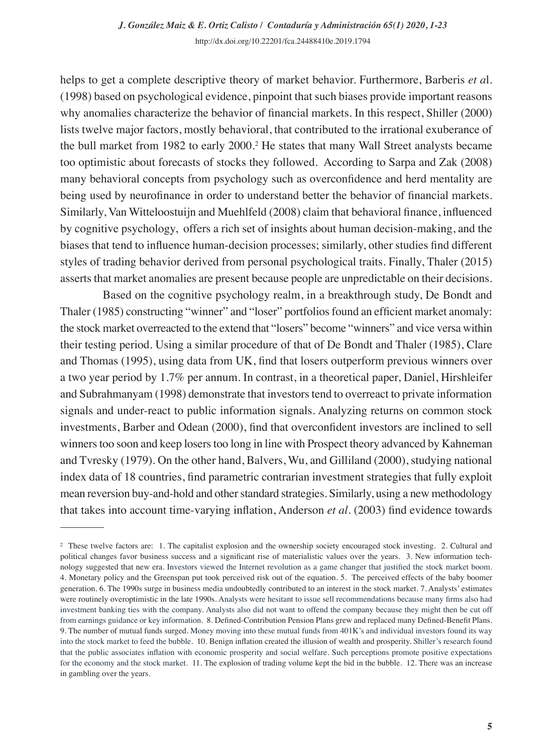helps to get a complete descriptive theory of market behavior. Furthermore, Barberis *et a*l. (1998) based on psychological evidence, pinpoint that such biases provide important reasons why anomalies characterize the behavior of financial markets. In this respect, Shiller (2000) lists twelve major factors, mostly behavioral, that contributed to the irrational exuberance of the bull market from 1982 to early 2000.[2] He states that many Wall Street analysts became too optimistic about forecasts of stocks they followed. According to Sarpa and Zak (2008) many behavioral concepts from psychology such as overconfidence and herd mentality are being used by neurofinance in order to understand better the behavior of financial markets. Similarly, Van Witteloostuijn and Muehlfeld (2008) claim that behavioral finance, influenced by cognitive psychology, offers a rich set of insights about human decision-making, and the biases that tend to influence human-decision processes; similarly, other studies find different styles of trading behavior derived from personal psychological traits. Finally, Thaler (2015) asserts that market anomalies are present because people are unpredictable on their decisions.

Based on the cognitive psychology realm, in a breakthrough study, De Bondt and Thaler (1985) constructing "winner" and "loser" portfolios found an efficient market anomaly: the stock market overreacted to the extend that "losers" become "winners" and vice versa within their testing period. Using a similar procedure of that of De Bondt and Thaler (1985), Clare and Thomas (1995), using data from UK, find that losers outperform previous winners over a two year period by 1.7% per annum. In contrast, in a theoretical paper, Daniel, Hirshleifer and Subrahmanyam (1998) demonstrate that investors tend to overreact to private information signals and under-react to public information signals. Analyzing returns on common stock investments, Barber and Odean (2000), find that overconfident investors are inclined to sell winners too soon and keep losers too long in line with Prospect theory advanced by Kahneman and Tvresky (1979). On the other hand, Balvers, Wu, and Gilliland (2000), studying national index data of 18 countries, find parametric contrarian investment strategies that fully exploit mean reversion buy-and-hold and other standard strategies. Similarly, using a new methodology that takes into account time-varying inflation, Anderson *et al*. (2003) find evidence towards

---

[2] These twelve factors are: 1. The capitalist explosion and the ownership society encouraged stock investing. 2. Cultural and political changes favor business success and a significant rise of materialistic values over the years. 3. New information technology suggested that new era. Investors viewed the Internet revolution as a game changer that justified the stock market boom. 4. Monetary policy and the Greenspan put took perceived risk out of the equation. 5. The perceived effects of the baby boomer generation. 6. The 1990s surge in business media undoubtedly contributed to an interest in the stock market. 7. Analysts' estimates were routinely overoptimistic in the late 1990s. Analysts were hesitant to issue sell recommendations because many firms also had investment banking ties with the company. Analysts also did not want to offend the company because they might then be cut off from earnings guidance or key information. 8. Defined-Contribution Pension Plans grew and replaced many Defined-Benefit Plans. 9. The number of mutual funds surged. Money moving into these mutual funds from 401K's and individual investors found its way into the stock market to feed the bubble. 10. Benign inflation created the illusion of wealth and prosperity. Shiller's research found that the public associates inflation with economic prosperity and social welfare. Such perceptions promote positive expectations for the economy and the stock market. 11. The explosion of trading volume kept the bid in the bubble. 12. There was an increase in gambling over the years.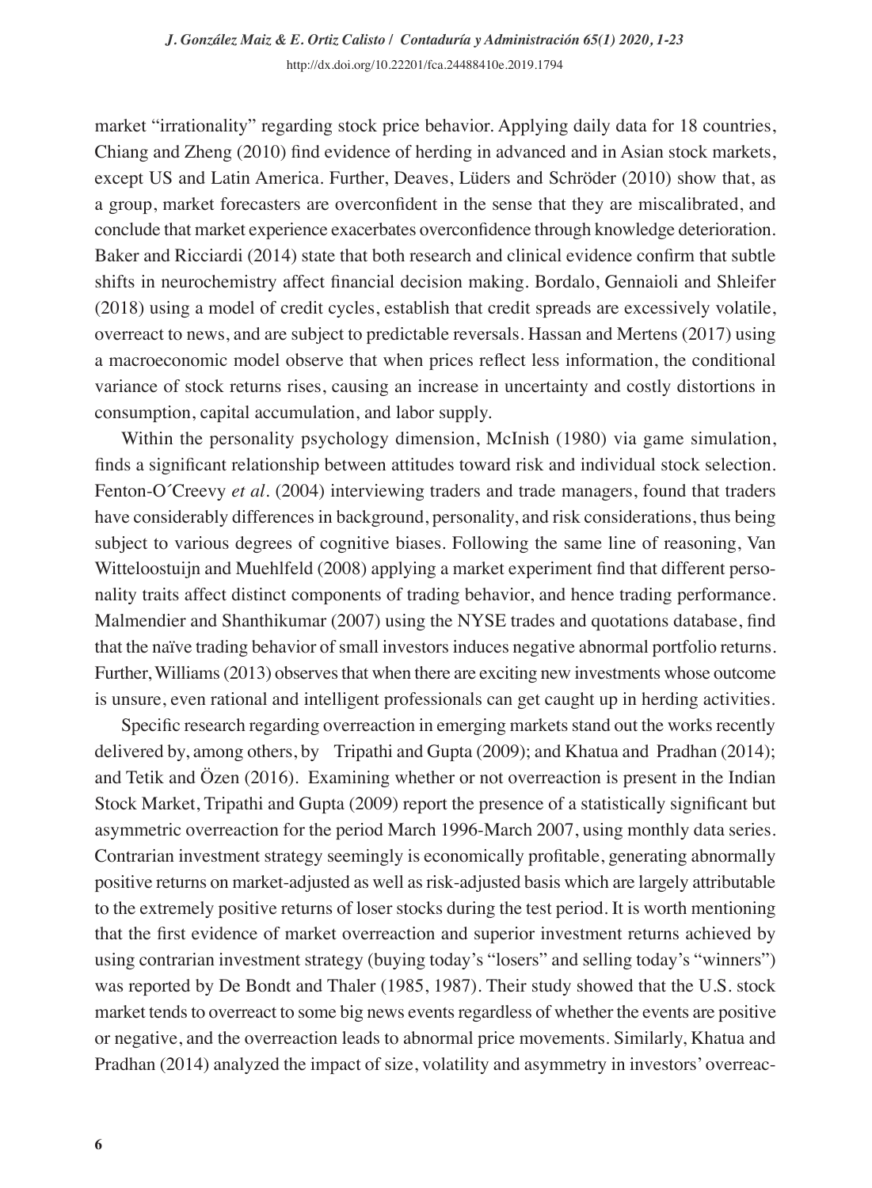market "irrationality" regarding stock price behavior. Applying daily data for 18 countries, Chiang and Zheng (2010) find evidence of herding in advanced and in Asian stock markets, except US and Latin America. Further, Deaves, Lüders and Schröder (2010) show that, as a group, market forecasters are overconfident in the sense that they are miscalibrated, and conclude that market experience exacerbates overconfidence through knowledge deterioration. Baker and Ricciardi (2014) state that both research and clinical evidence confirm that subtle shifts in neurochemistry affect financial decision making. Bordalo, Gennaioli and Shleifer (2018) using a model of credit cycles, establish that credit spreads are excessively volatile, overreact to news, and are subject to predictable reversals. Hassan and Mertens (2017) using a macroeconomic model observe that when prices reflect less information, the conditional variance of stock returns rises, causing an increase in uncertainty and costly distortions in consumption, capital accumulation, and labor supply.

Within the personality psychology dimension, McInish (1980) via game simulation, finds a significant relationship between attitudes toward risk and individual stock selection. Fenton-O´Creevy *et al*. (2004) interviewing traders and trade managers, found that traders have considerably differences in background, personality, and risk considerations, thus being subject to various degrees of cognitive biases. Following the same line of reasoning, Van Witteloostuijn and Muehlfeld (2008) applying a market experiment find that different personality traits affect distinct components of trading behavior, and hence trading performance. Malmendier and Shanthikumar (2007) using the NYSE trades and quotations database, find that the naïve trading behavior of small investors induces negative abnormal portfolio returns. Further, Williams (2013) observes that when there are exciting new investments whose outcome is unsure, even rational and intelligent professionals can get caught up in herding activities.

Specific research regarding overreaction in emerging markets stand out the works recently delivered by, among others, by Tripathi and Gupta (2009); and Khatua and Pradhan (2014); and Tetik and Özen (2016). Examining whether or not overreaction is present in the Indian Stock Market, Tripathi and Gupta (2009) report the presence of a statistically significant but asymmetric overreaction for the period March 1996-March 2007, using monthly data series. Contrarian investment strategy seemingly is economically profitable, generating abnormally positive returns on market-adjusted as well as risk-adjusted basis which are largely attributable to the extremely positive returns of loser stocks during the test period. It is worth mentioning that the first evidence of market overreaction and superior investment returns achieved by using contrarian investment strategy (buying today's "losers" and selling today's "winners") was reported by De Bondt and Thaler (1985, 1987). Their study showed that the U.S. stock market tends to overreact to some big news events regardless of whether the events are positive or negative, and the overreaction leads to abnormal price movements. Similarly, Khatua and Pradhan (2014) analyzed the impact of size, volatility and asymmetry in investors' overreac-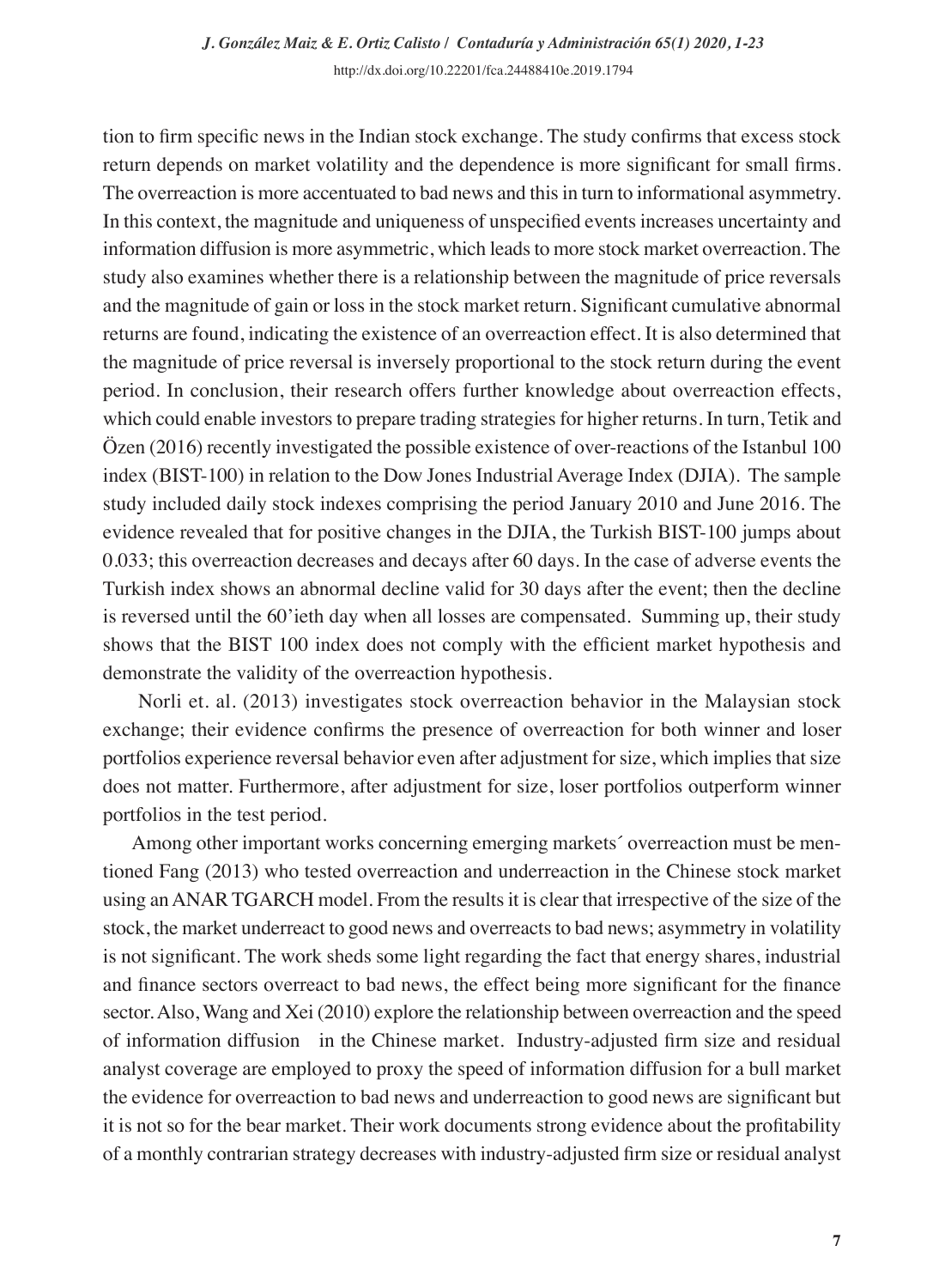tion to firm specific news in the Indian stock exchange. The study confirms that excess stock return depends on market volatility and the dependence is more significant for small firms. The overreaction is more accentuated to bad news and this in turn to informational asymmetry. In this context, the magnitude and uniqueness of unspecified events increases uncertainty and information diffusion is more asymmetric, which leads to more stock market overreaction. The study also examines whether there is a relationship between the magnitude of price reversals and the magnitude of gain or loss in the stock market return. Significant cumulative abnormal returns are found, indicating the existence of an overreaction effect. It is also determined that the magnitude of price reversal is inversely proportional to the stock return during the event period. In conclusion, their research offers further knowledge about overreaction effects, which could enable investors to prepare trading strategies for higher returns. In turn, Tetik and Özen (2016) recently investigated the possible existence of over-reactions of the Istanbul 100 index (BIST-100) in relation to the Dow Jones Industrial Average Index (DJIA). The sample study included daily stock indexes comprising the period January 2010 and June 2016. The evidence revealed that for positive changes in the DJIA, the Turkish BIST-100 jumps about 0.033; this overreaction decreases and decays after 60 days. In the case of adverse events the Turkish index shows an abnormal decline valid for 30 days after the event; then the decline is reversed until the 60'ieth day when all losses are compensated. Summing up, their study shows that the BIST 100 index does not comply with the efficient market hypothesis and demonstrate the validity of the overreaction hypothesis.

Norli et. al. (2013) investigates stock overreaction behavior in the Malaysian stock exchange; their evidence confirms the presence of overreaction for both winner and loser portfolios experience reversal behavior even after adjustment for size, which implies that size does not matter. Furthermore, after adjustment for size, loser portfolios outperform winner portfolios in the test period.

Among other important works concerning emerging markets´ overreaction must be mentioned Fang (2013) who tested overreaction and underreaction in the Chinese stock market using an ANAR TGARCH model. From the results it is clear that irrespective of the size of the stock, the market underreact to good news and overreacts to bad news; asymmetry in volatility is not significant. The work sheds some light regarding the fact that energy shares, industrial and finance sectors overreact to bad news, the effect being more significant for the finance sector. Also, Wang and Xei (2010) explore the relationship between overreaction and the speed of information diffusion in the Chinese market. Industry-adjusted firm size and residual analyst coverage are employed to proxy the speed of information diffusion for a bull market the evidence for overreaction to bad news and underreaction to good news are significant but it is not so for the bear market. Their work documents strong evidence about the profitability of a monthly contrarian strategy decreases with industry-adjusted firm size or residual analyst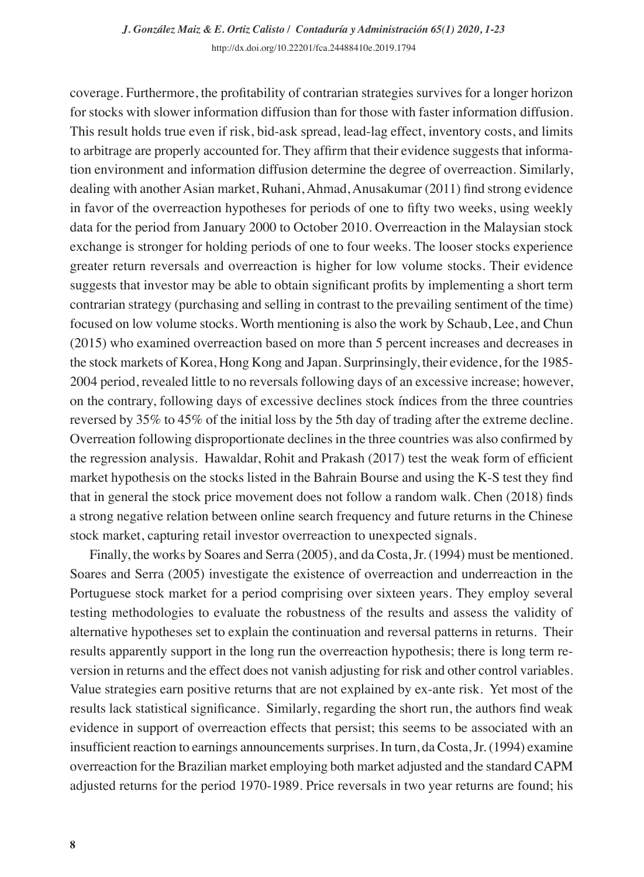coverage. Furthermore, the profitability of contrarian strategies survives for a longer horizon for stocks with slower information diffusion than for those with faster information diffusion. This result holds true even if risk, bid-ask spread, lead-lag effect, inventory costs, and limits to arbitrage are properly accounted for. They affirm that their evidence suggests that information environment and information diffusion determine the degree of overreaction. Similarly, dealing with another Asian market, Ruhani, Ahmad, Anusakumar (2011) find strong evidence in favor of the overreaction hypotheses for periods of one to fifty two weeks, using weekly data for the period from January 2000 to October 2010. Overreaction in the Malaysian stock exchange is stronger for holding periods of one to four weeks. The looser stocks experience greater return reversals and overreaction is higher for low volume stocks. Their evidence suggests that investor may be able to obtain significant profits by implementing a short term contrarian strategy (purchasing and selling in contrast to the prevailing sentiment of the time) focused on low volume stocks. Worth mentioning is also the work by Schaub, Lee, and Chun (2015) who examined overreaction based on more than 5 percent increases and decreases in the stock markets of Korea, Hong Kong and Japan. Surprinsingly, their evidence, for the 1985-2004 period, revealed little to no reversals following days of an excessive increase; however, on the contrary, following days of excessive declines stock índices from the three countries reversed by 35% to 45% of the initial loss by the 5th day of trading after the extreme decline. Overreation following disproportionate declines in the three countries was also confirmed by the regression analysis. Hawaldar, Rohit and Prakash (2017) test the weak form of efficient market hypothesis on the stocks listed in the Bahrain Bourse and using the K-S test they find that in general the stock price movement does not follow a random walk. Chen (2018) finds a strong negative relation between online search frequency and future returns in the Chinese stock market, capturing retail investor overreaction to unexpected signals.

Finally, the works by Soares and Serra (2005), and da Costa, Jr. (1994) must be mentioned. Soares and Serra (2005) investigate the existence of overreaction and underreaction in the Portuguese stock market for a period comprising over sixteen years. They employ several testing methodologies to evaluate the robustness of the results and assess the validity of alternative hypotheses set to explain the continuation and reversal patterns in returns. Their results apparently support in the long run the overreaction hypothesis; there is long term reversion in returns and the effect does not vanish adjusting for risk and other control variables. Value strategies earn positive returns that are not explained by ex-ante risk. Yet most of the results lack statistical significance. Similarly, regarding the short run, the authors find weak evidence in support of overreaction effects that persist; this seems to be associated with an insufficient reaction to earnings announcements surprises. In turn, da Costa, Jr. (1994) examine overreaction for the Brazilian market employing both market adjusted and the standard CAPM adjusted returns for the period 1970-1989. Price reversals in two year returns are found; his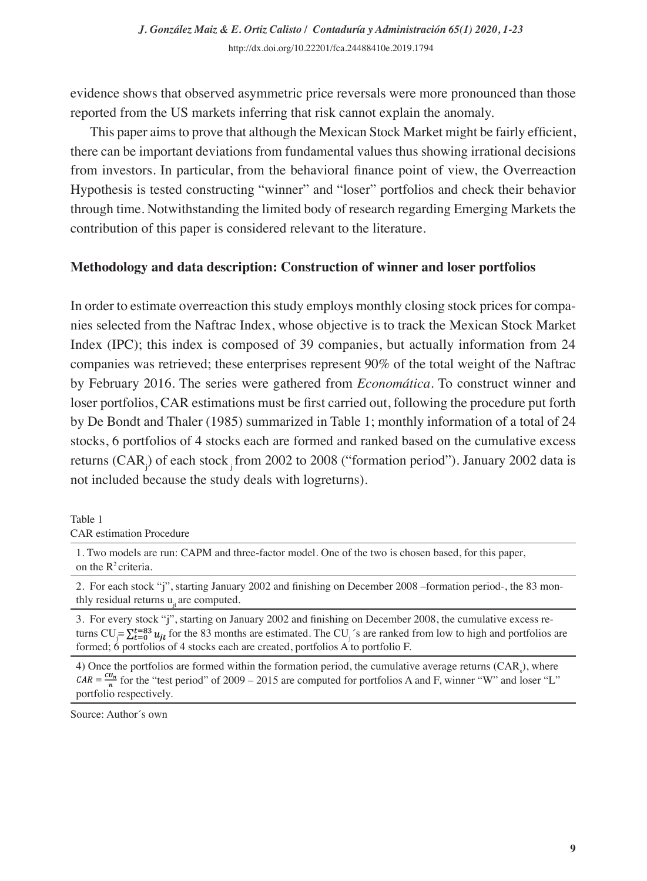evidence shows that observed asymmetric price reversals were more pronounced than those reported from the US markets inferring that risk cannot explain the anomaly.

This paper aims to prove that although the Mexican Stock Market might be fairly efficient, there can be important deviations from fundamental values thus showing irrational decisions from investors. In particular, from the behavioral finance point of view, the Overreaction Hypothesis is tested constructing "winner" and "loser" portfolios and check their behavior through time. Notwithstanding the limited body of research regarding Emerging Markets the contribution of this paper is considered relevant to the literature.

## Methodology and data description: Construction of winner and loser portfolios

In order to estimate overreaction this study employs monthly closing stock prices for companies selected from the Naftrac Index, whose objective is to track the Mexican Stock Market Index (IPC); this index is composed of 39 companies, but actually information from 24 companies was retrieved; these enterprises represent 90% of the total weight of the Naftrac by February 2016. The series were gathered from *Economática*. To construct winner and loser portfolios, CAR estimations must be first carried out, following the procedure put forth by De Bondt and Thaler (1985) summarized in Table 1; monthly information of a total of 24 stocks, 6 portfolios of 4 stocks each are formed and ranked based on the cumulative excess returns ($CAR_j$) of each stock $_j$ from 2002 to 2008 ("formation period"). January 2002 data is not included because the study deals with logreturns).

Table 1
CAR estimation Procedure

| |
|---|
| 1. Two models are run: CAPM and three-factor model. One of the two is chosen based, for this paper, on the $R^2$ criteria. |
| 2. For each stock "j", starting January 2002 and finishing on December 2008 –formation period-, the 83 monthly residual returns $u_{jt}$ are computed. |
| 3. For every stock "j", starting on January 2002 and finishing on December 2008, the cumulative excess returns $CU_j = \sum_{t=0}^{t=83} u_{jt}$ for the 83 months are estimated. The $CU_j$´s are ranked from low to high and portfolios are formed; 6 portfolios of 4 stocks each are created, portfolios A to portfolio F. |
| 4) Once the portfolios are formed within the formation period, the cumulative average returns ($CAR_s$), where $CAR = \frac{CU_n}{n}$ for the "test period" of 2009 – 2015 are computed for portfolios A and F, winner "W" and loser "L" portfolio respectively. |

Source: Author´s own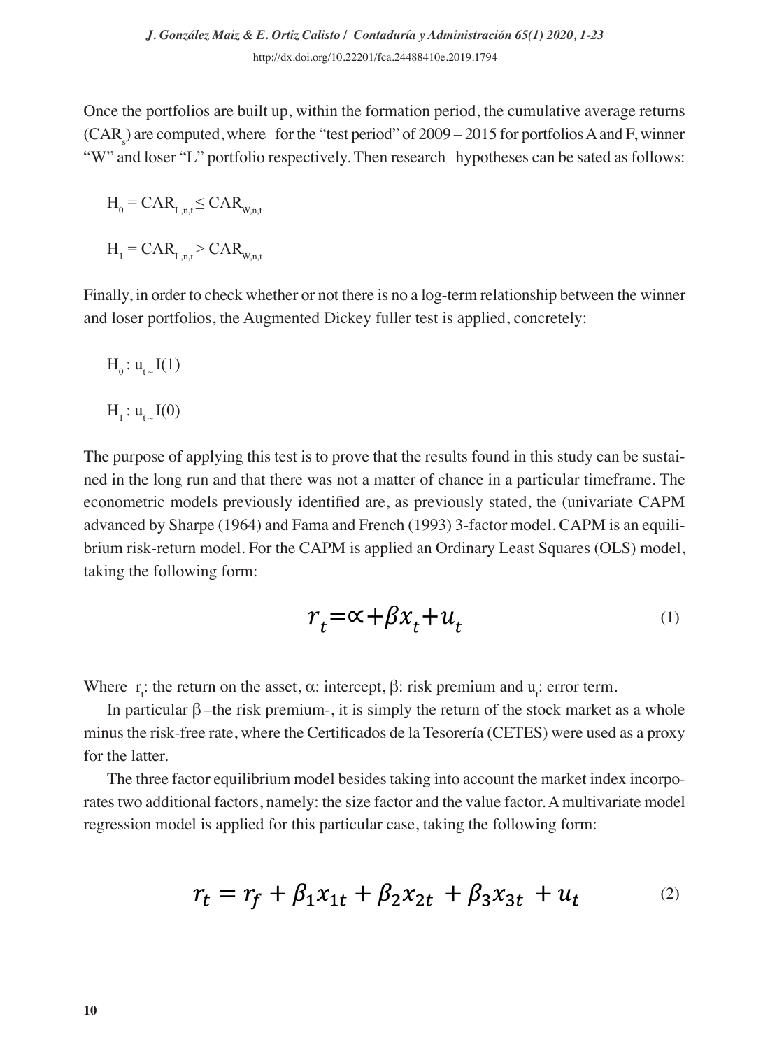Once the portfolios are built up, within the formation period, the cumulative average returns ($CAR_s$) are computed, where  for the "test period" of 2009 – 2015 for portfolios A and F, winner "W" and loser "L" portfolio respectively. Then research  hypotheses can be sated as follows:

$$H_0 = CAR_{L,n,t} \leq CAR_{W,n,t}$$

$$H_1 = CAR_{L,n,t} > CAR_{W,n,t}$$

Finally, in order to check whether or not there is no a log-term relationship between the winner and loser portfolios, the Augmented Dickey fuller test is applied, concretely:

$$H_0 : u_{t\sim} I(1)$$

$$H_1 : u_{t\sim} I(0)$$

The purpose of applying this test is to prove that the results found in this study can be sustained in the long run and that there was not a matter of chance in a particular timeframe. The econometric models previously identified are, as previously stated, the (univariate CAPM advanced by Sharpe (1964) and Fama and French (1993) 3-factor model. CAPM is an equilibrium risk-return model. For the CAPM is applied an Ordinary Least Squares (OLS) model, taking the following form:

$$r_t = \propto + \beta x_t + u_t \tag{1}$$

Where $r_t$: the return on the asset, $\alpha$: intercept, $\beta$: risk premium and $u_t$: error term.

In particular $\beta$ –the risk premium-, it is simply the return of the stock market as a whole minus the risk-free rate, where the Certificados de la Tesorería (CETES) were used as a proxy for the latter.

The three factor equilibrium model besides taking into account the market index incorporates two additional factors, namely: the size factor and the value factor. A multivariate model regression model is applied for this particular case, taking the following form:

$$r_t = r_f + \beta_1 x_{1t} + \beta_2 x_{2t} + \beta_3 x_{3t} + u_t \tag{2}$$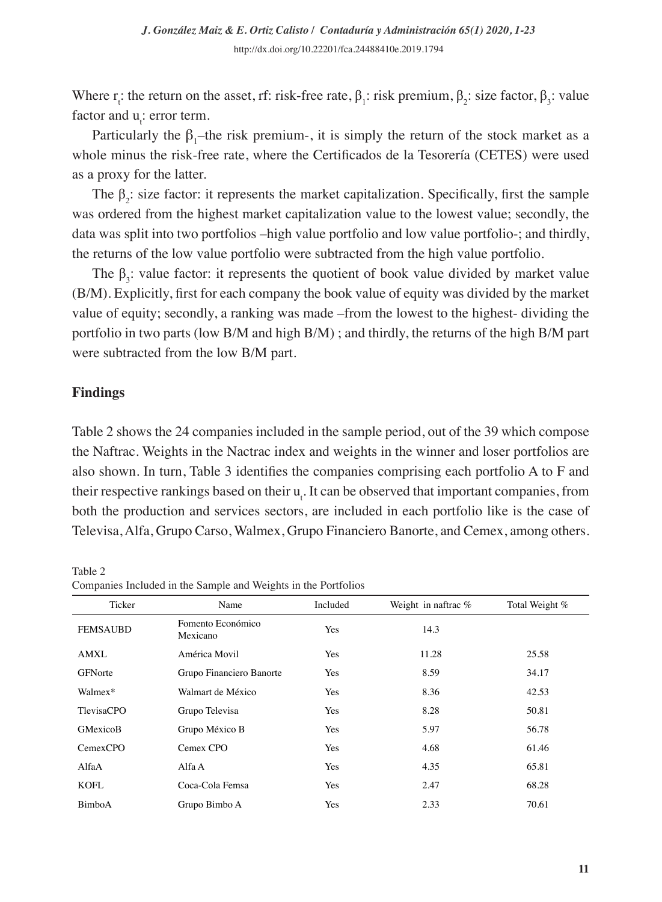Where $r_t$: the return on the asset, rf: risk-free rate, $\beta_1$: risk premium, $\beta_2$: size factor, $\beta_3$: value factor and $u_t$: error term.

Particularly the $\beta_1$–the risk premium-, it is simply the return of the stock market as a whole minus the risk-free rate, where the Certificados de la Tesorería (CETES) were used as a proxy for the latter.

The $\beta_2$: size factor: it represents the market capitalization. Specifically, first the sample was ordered from the highest market capitalization value to the lowest value; secondly, the data was split into two portfolios –high value portfolio and low value portfolio-; and thirdly, the returns of the low value portfolio were subtracted from the high value portfolio.

The $\beta_3$: value factor: it represents the quotient of book value divided by market value (B/M). Explicitly, first for each company the book value of equity was divided by the market value of equity; secondly, a ranking was made –from the lowest to the highest- dividing the portfolio in two parts (low B/M and high B/M) ; and thirdly, the returns of the high B/M part were subtracted from the low B/M part.

## Findings

Table 2 shows the 24 companies included in the sample period, out of the 39 which compose the Naftrac. Weights in the Nactrac index and weights in the winner and loser portfolios are also shown. In turn, Table 3 identifies the companies comprising each portfolio A to F and their respective rankings based on their $u_t$. It can be observed that important companies, from both the production and services sectors, are included in each portfolio like is the case of Televisa, Alfa, Grupo Carso, Walmex, Grupo Financiero Banorte, and Cemex, among others.

Table 2
Companies Included in the Sample and Weights in the Portfolios

| Ticker | Name | Included | Weight in naftrac % | Total Weight % |
|---|---|---|---|---|
| FEMSAUBD | Fomento Económico Mexicano | Yes | 14.3 | |
| AMXL | América Movil | Yes | 11.28 | 25.58 |
| GFNorte | Grupo Financiero Banorte | Yes | 8.59 | 34.17 |
| Walmex* | Walmart de México | Yes | 8.36 | 42.53 |
| TlevisaCPO | Grupo Televisa | Yes | 8.28 | 50.81 |
| GMexicoB | Grupo México B | Yes | 5.97 | 56.78 |
| CemexCPO | Cemex CPO | Yes | 4.68 | 61.46 |
| AlfaA | Alfa A | Yes | 4.35 | 65.81 |
| KOFL | Coca-Cola Femsa | Yes | 2.47 | 68.28 |
| BimboA | Grupo Bimbo A | Yes | 2.33 | 70.61 |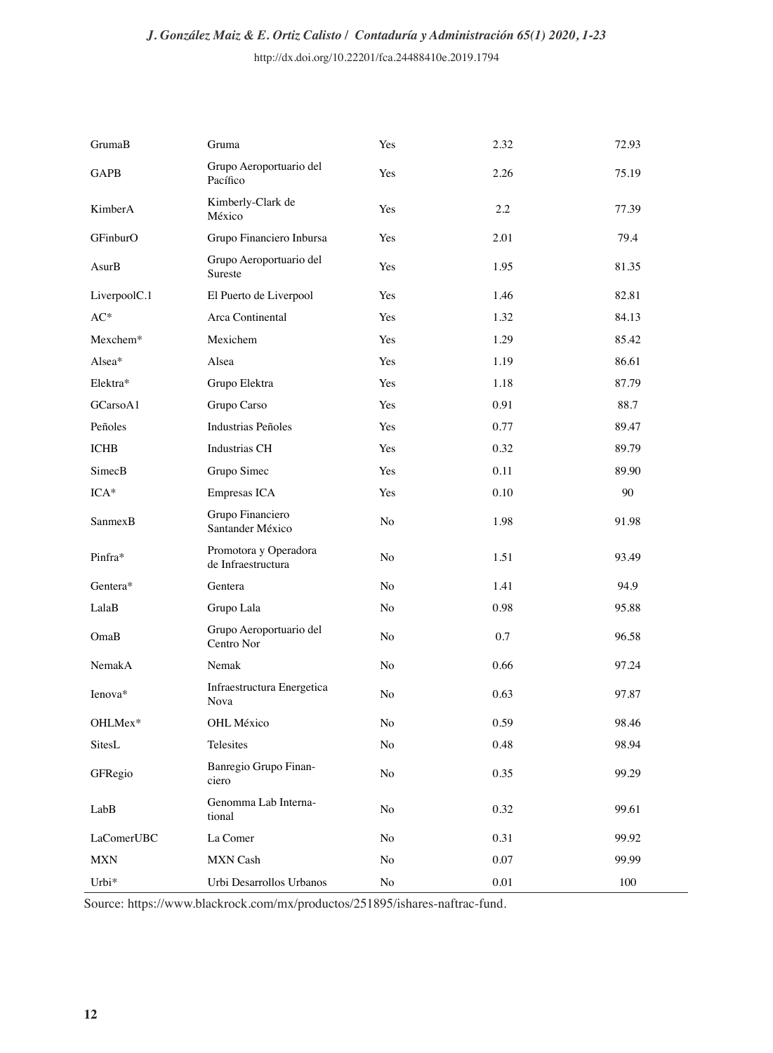| | | | | |
|---|---|---|---|---|
| GrumaB | Gruma | Yes | 2.32 | 72.93 |
| GAPB | Grupo Aeroportuario del Pacífico | Yes | 2.26 | 75.19 |
| KimberA | Kimberly-Clark de México | Yes | 2.2 | 77.39 |
| GFinburO | Grupo Financiero Inbursa | Yes | 2.01 | 79.4 |
| AsurB | Grupo Aeroportuario del Sureste | Yes | 1.95 | 81.35 |
| LiverpoolC.1 | El Puerto de Liverpool | Yes | 1.46 | 82.81 |
| AC* | Arca Continental | Yes | 1.32 | 84.13 |
| Mexchem* | Mexichem | Yes | 1.29 | 85.42 |
| Alsea* | Alsea | Yes | 1.19 | 86.61 |
| Elektra* | Grupo Elektra | Yes | 1.18 | 87.79 |
| GCarsoA1 | Grupo Carso | Yes | 0.91 | 88.7 |
| Peñoles | Industrias Peñoles | Yes | 0.77 | 89.47 |
| ICHB | Industrias CH | Yes | 0.32 | 89.79 |
| SimecB | Grupo Simec | Yes | 0.11 | 89.90 |
| ICA* | Empresas ICA | Yes | 0.10 | 90 |
| SanmexB | Grupo Financiero Santander México | No | 1.98 | 91.98 |
| Pinfra* | Promotora y Operadora de Infraestructura | No | 1.51 | 93.49 |
| Gentera* | Gentera | No | 1.41 | 94.9 |
| LalaB | Grupo Lala | No | 0.98 | 95.88 |
| OmaB | Grupo Aeroportuario del Centro Nor | No | 0.7 | 96.58 |
| NemakA | Nemak | No | 0.66 | 97.24 |
| Ienova* | Infraestructura Energetica Nova | No | 0.63 | 97.87 |
| OHLMex* | OHL México | No | 0.59 | 98.46 |
| SitesL | Telesites | No | 0.48 | 98.94 |
| GFRegio | Banregio Grupo Financiero | No | 0.35 | 99.29 |
| LabB | Genomma Lab Internacional | No | 0.32 | 99.61 |
| LaComerUBC | La Comer | No | 0.31 | 99.92 |
| MXN | MXN Cash | No | 0.07 | 99.99 |
| Urbi* | Urbi Desarrollos Urbanos | No | 0.01 | 100 |

Source: https://www.blackrock.com/mx/productos/251895/ishares-naftrac-fund.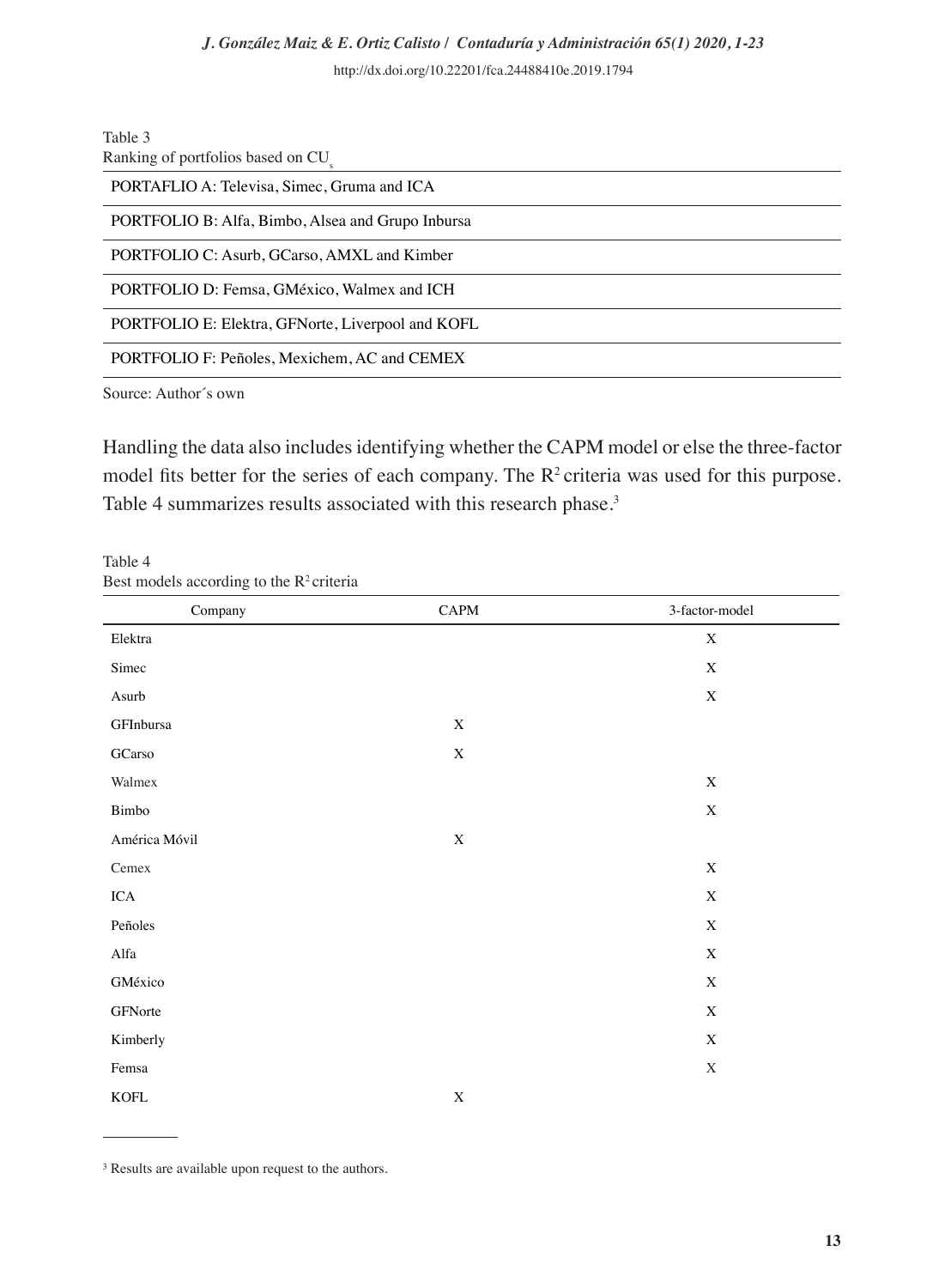Table 3

Ranking of portfolios based on $CU_s$

| PORTAFLIO A: Televisa, Simec, Gruma and ICA |
|---|
| PORTFOLIO B: Alfa, Bimbo, Alsea and Grupo Inbursa |
| PORTFOLIO C: Asurb, GCarso, AMXL and Kimber |
| PORTFOLIO D: Femsa, GMéxico, Walmex and ICH |
| PORTFOLIO E: Elektra, GFNorte, Liverpool and KOFL |
| PORTFOLIO F: Peñoles, Mexichem, AC and CEMEX |

Source: Author´s own

Handling the data also includes identifying whether the CAPM model or else the three-factor model fits better for the series of each company. The $R^2$ criteria was used for this purpose. Table 4 summarizes results associated with this research phase.[3]

Table 4

Best models according to the $R^2$ criteria

| Company | CAPM | 3-factor-model |
|---|---|---|
| Elektra | | X |
| Simec | | X |
| Asurb | | X |
| GFInbursa | X | |
| GCarso | X | |
| Walmex | | X |
| Bimbo | | X |
| América Móvil | X | |
| Cemex | | X |
| ICA | | X |
| Peñoles | | X |
| Alfa | | X |
| GMéxico | | X |
| GFNorte | | X |
| Kimberly | | X |
| Femsa | | X |
| KOFL | X | |

[3] Results are available upon request to the authors.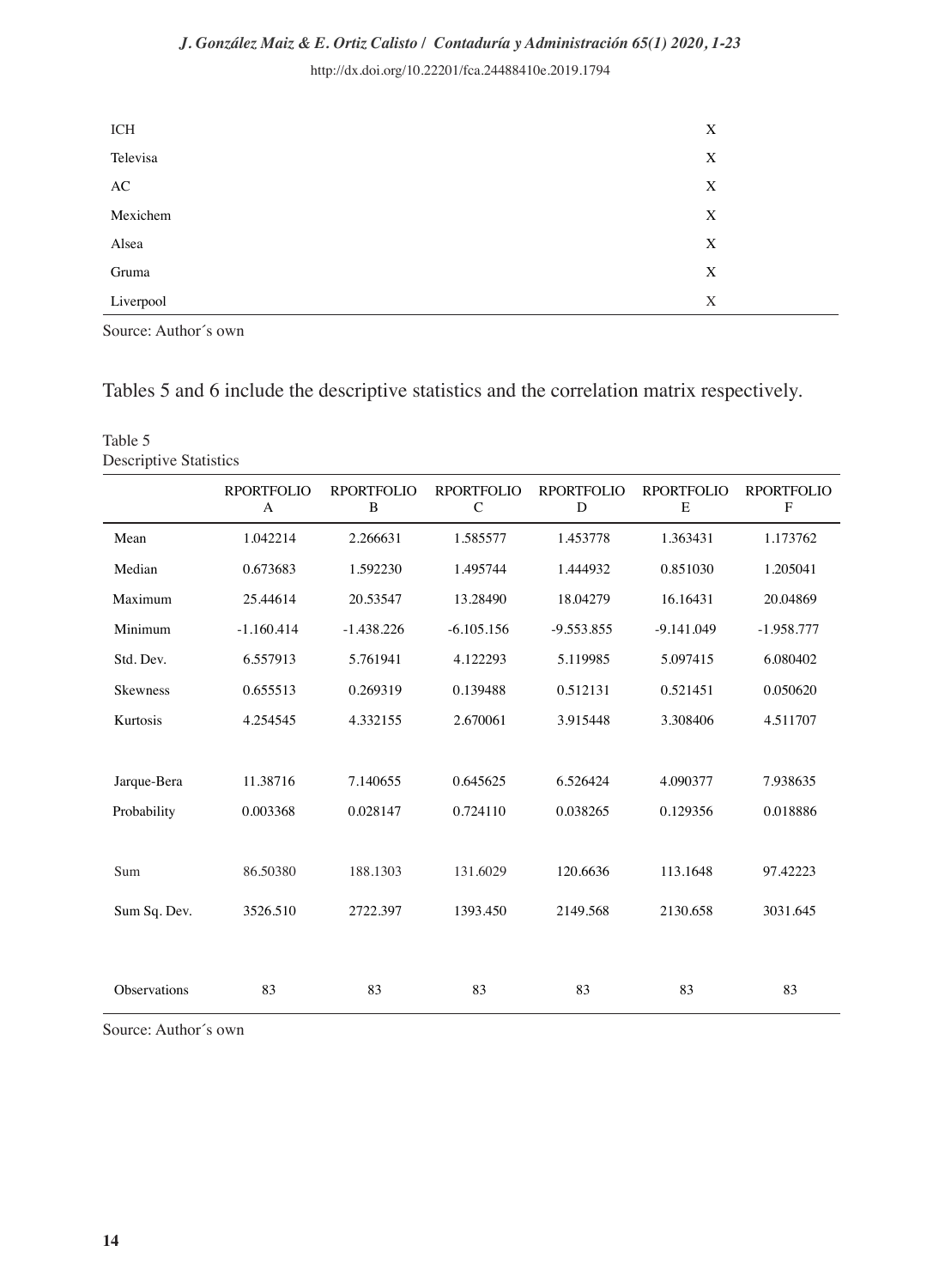| | |
|---|---|
| ICH | X |
| Televisa | X |
| AC | X |
| Mexichem | X |
| Alsea | X |
| Gruma | X |
| Liverpool | X |

Source: Author´s own

Tables 5 and 6 include the descriptive statistics and the correlation matrix respectively.

Table 5
Descriptive Statistics

| | RPORTFOLIO A | RPORTFOLIO B | RPORTFOLIO C | RPORTFOLIO D | RPORTFOLIO E | RPORTFOLIO F |
|---|---|---|---|---|---|---|
| Mean | 1.042214 | 2.266631 | 1.585577 | 1.453778 | 1.363431 | 1.173762 |
| Median | 0.673683 | 1.592230 | 1.495744 | 1.444932 | 0.851030 | 1.205041 |
| Maximum | 25.44614 | 20.53547 | 13.28490 | 18.04279 | 16.16431 | 20.04869 |
| Minimum | -1.160.414 | -1.438.226 | -6.105.156 | -9.553.855 | -9.141.049 | -1.958.777 |
| Std. Dev. | 6.557913 | 5.761941 | 4.122293 | 5.119985 | 5.097415 | 6.080402 |
| Skewness | 0.655513 | 0.269319 | 0.139488 | 0.512131 | 0.521451 | 0.050620 |
| Kurtosis | 4.254545 | 4.332155 | 2.670061 | 3.915448 | 3.308406 | 4.511707 |
| Jarque-Bera | 11.38716 | 7.140655 | 0.645625 | 6.526424 | 4.090377 | 7.938635 |
| Probability | 0.003368 | 0.028147 | 0.724110 | 0.038265 | 0.129356 | 0.018886 |
| Sum | 86.50380 | 188.1303 | 131.6029 | 120.6636 | 113.1648 | 97.42223 |
| Sum Sq. Dev. | 3526.510 | 2722.397 | 1393.450 | 2149.568 | 2130.658 | 3031.645 |
| Observations | 83 | 83 | 83 | 83 | 83 | 83 |

Source: Author´s own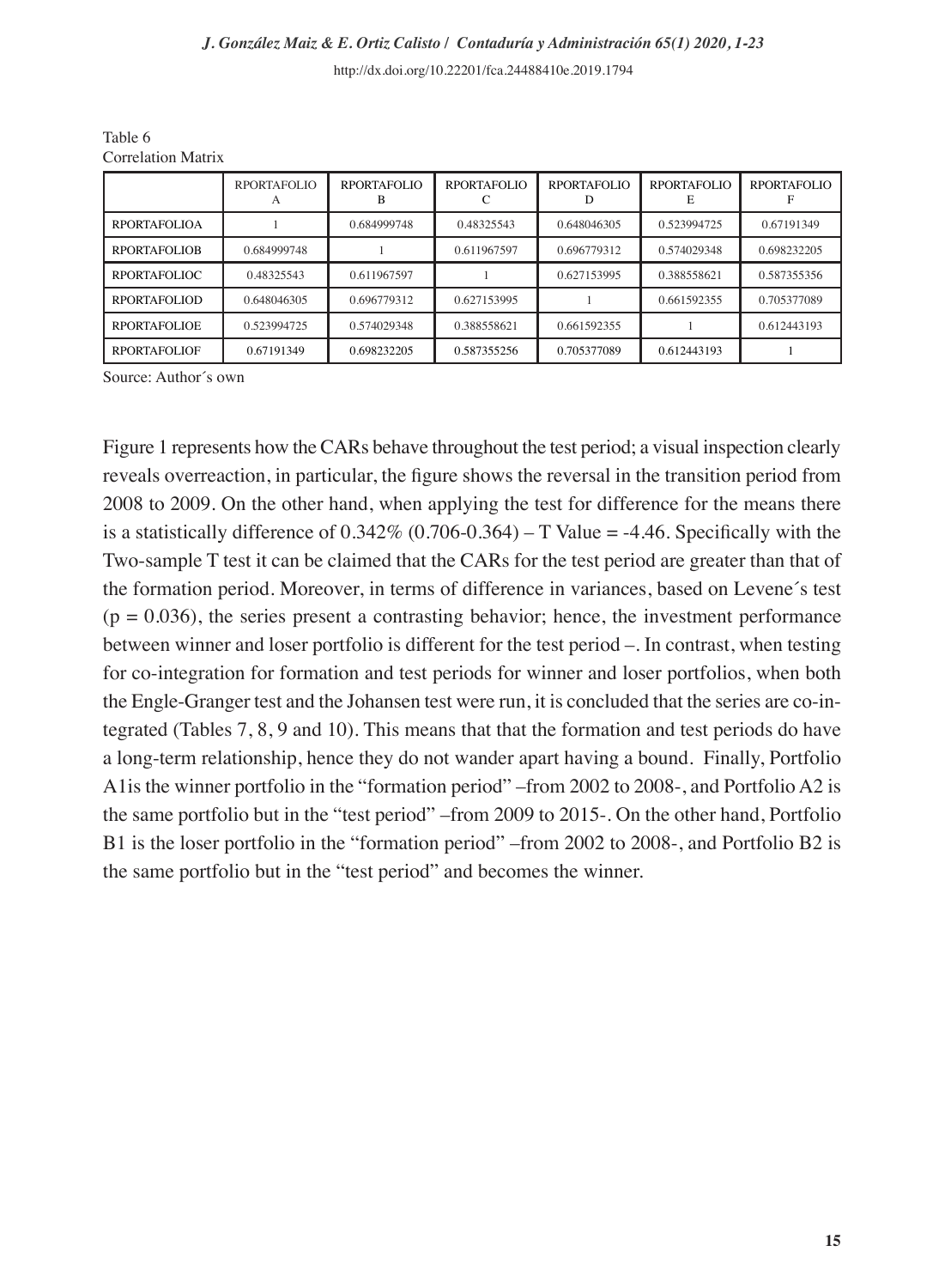Table 6
Correlation Matrix

| | RPORTAFOLIO A | RPORTAFOLIO B | RPORTAFOLIO C | RPORTAFOLIO D | RPORTAFOLIO E | RPORTAFOLIO F |
|---|---|---|---|---|---|---|
| RPORTAFOLIOA | 1 | 0.684999748 | 0.48325543 | 0.648046305 | 0.523994725 | 0.67191349 |
| RPORTAFOLIOB | 0.684999748 | 1 | 0.611967597 | 0.696779312 | 0.574029348 | 0.698232205 |
| RPORTAFOLIOC | 0.48325543 | 0.611967597 | 1 | 0.627153995 | 0.388558621 | 0.587355356 |
| RPORTAFOLIOD | 0.648046305 | 0.696779312 | 0.627153995 | 1 | 0.661592355 | 0.705377089 |
| RPORTAFOLIOE | 0.523994725 | 0.574029348 | 0.388558621 | 0.661592355 | 1 | 0.612443193 |
| RPORTAFOLIOF | 0.67191349 | 0.698232205 | 0.587355256 | 0.705377089 | 0.612443193 | 1 |

Source: Author´s own

Figure 1 represents how the CARs behave throughout the test period; a visual inspection clearly reveals overreaction, in particular, the figure shows the reversal in the transition period from 2008 to 2009. On the other hand, when applying the test for difference for the means there is a statistically difference of 0.342% (0.706-0.364) – T Value = -4.46. Specifically with the Two-sample T test it can be claimed that the CARs for the test period are greater than that of the formation period. Moreover, in terms of difference in variances, based on Levene´s test ($p = 0.036$), the series present a contrasting behavior; hence, the investment performance between winner and loser portfolio is different for the test period –. In contrast, when testing for co-integration for formation and test periods for winner and loser portfolios, when both the Engle-Granger test and the Johansen test were run, it is concluded that the series are co-integrated (Tables 7, 8, 9 and 10). This means that that the formation and test periods do have a long-term relationship, hence they do not wander apart having a bound. Finally, Portfolio A1is the winner portfolio in the "formation period" –from 2002 to 2008-, and Portfolio A2 is the same portfolio but in the "test period" –from 2009 to 2015-. On the other hand, Portfolio B1 is the loser portfolio in the "formation period" –from 2002 to 2008-, and Portfolio B2 is the same portfolio but in the "test period" and becomes the winner.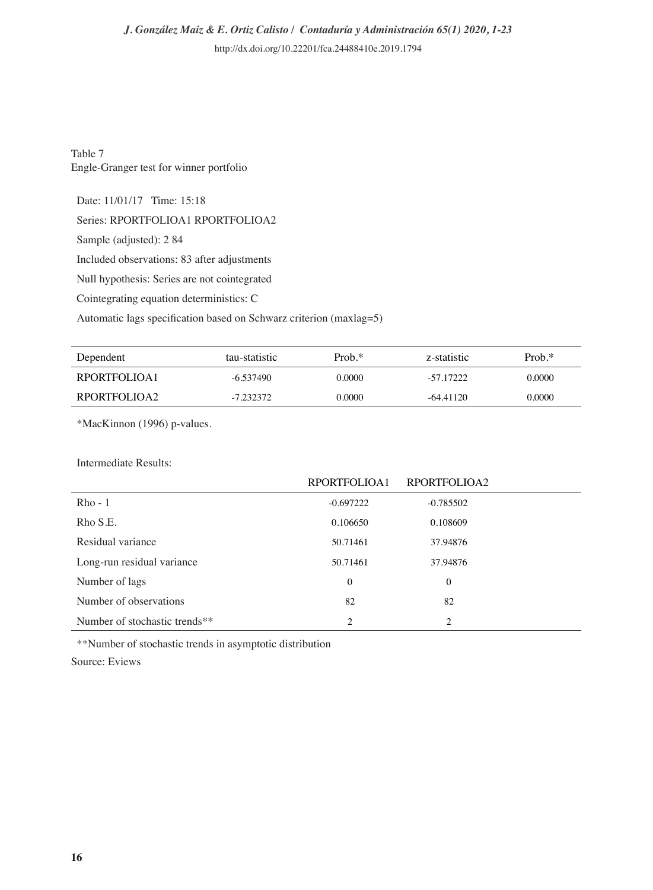Table 7
Engle-Granger test for winner portfolio

Date: 11/01/17   Time: 15:18

Series: RPORTFOLIOA1 RPORTFOLIOA2

Sample (adjusted): 2 84

Included observations: 83 after adjustments

Null hypothesis: Series are not cointegrated

Cointegrating equation deterministics: C

Automatic lags specification based on Schwarz criterion (maxlag=5)

| Dependent | tau-statistic | Prob.* | z-statistic | Prob.* |
|---|---|---|---|---|
| RPORTFOLIOA1 | -6.537490 | 0.0000 | -57.17222 | 0.0000 |
| RPORTFOLIOA2 | -7.232372 | 0.0000 | -64.41120 | 0.0000 |

*MacKinnon (1996) p-values.

Intermediate Results:

| | RPORTFOLIOA1 | RPORTFOLIOA2 |
|---|---|---|
| Rho - 1 | -0.697222 | -0.785502 |
| Rho S.E. | 0.106650 | 0.108609 |
| Residual variance | 50.71461 | 37.94876 |
| Long-run residual variance | 50.71461 | 37.94876 |
| Number of lags | 0 | 0 |
| Number of observations | 82 | 82 |
| Number of stochastic trends** | 2 | 2 |

**Number of stochastic trends in asymptotic distribution

Source: Eviews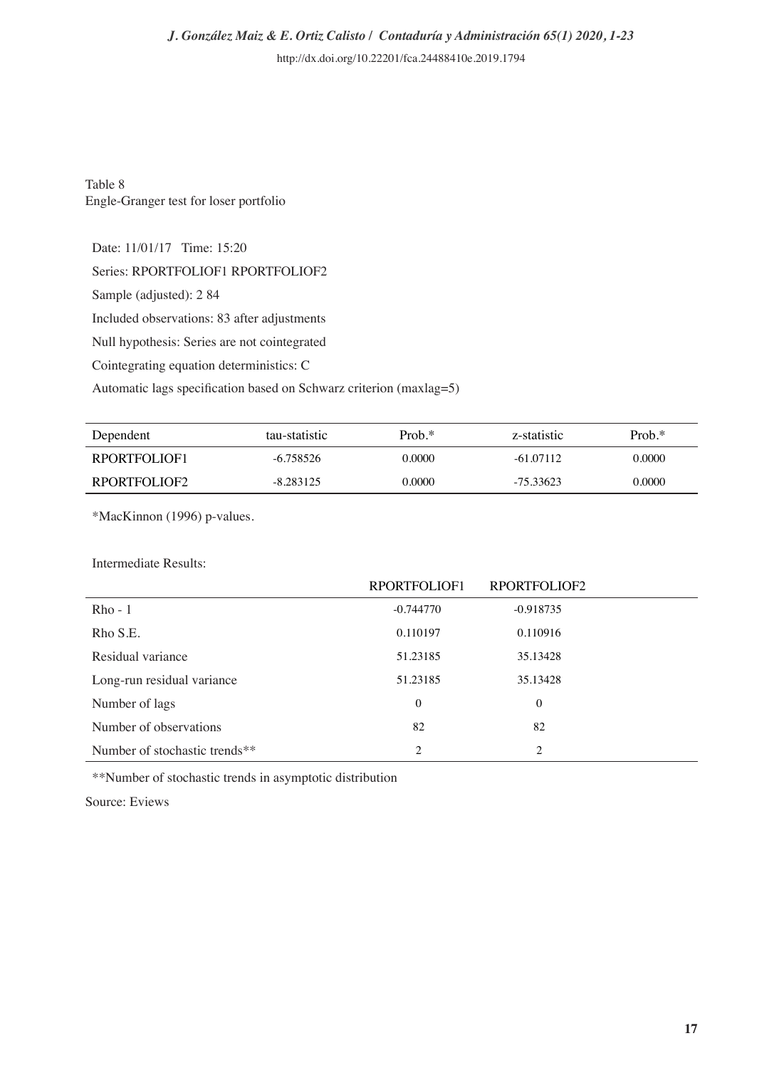Table 8
Engle-Granger test for loser portfolio

Date: 11/01/17 Time: 15:20

Series: RPORTFOLIOF1 RPORTFOLIOF2

Sample (adjusted): 2 84

Included observations: 83 after adjustments

Null hypothesis: Series are not cointegrated

Cointegrating equation deterministics: C

Automatic lags specification based on Schwarz criterion (maxlag=5)

| Dependent | tau-statistic | Prob.* | z-statistic | Prob.* |
|---|---|---|---|---|
| RPORTFOLIOF1 | -6.758526 | 0.0000 | -61.07112 | 0.0000 |
| RPORTFOLIOF2 | -8.283125 | 0.0000 | -75.33623 | 0.0000 |

*MacKinnon (1996) p-values.

Intermediate Results:

| | RPORTFOLIOF1 | RPORTFOLIOF2 |
|---|---|---|
| Rho - 1 | -0.744770 | -0.918735 |
| Rho S.E. | 0.110197 | 0.110916 |
| Residual variance | 51.23185 | 35.13428 |
| Long-run residual variance | 51.23185 | 35.13428 |
| Number of lags | 0 | 0 |
| Number of observations | 82 | 82 |
| Number of stochastic trends** | 2 | 2 |

**Number of stochastic trends in asymptotic distribution

Source: Eviews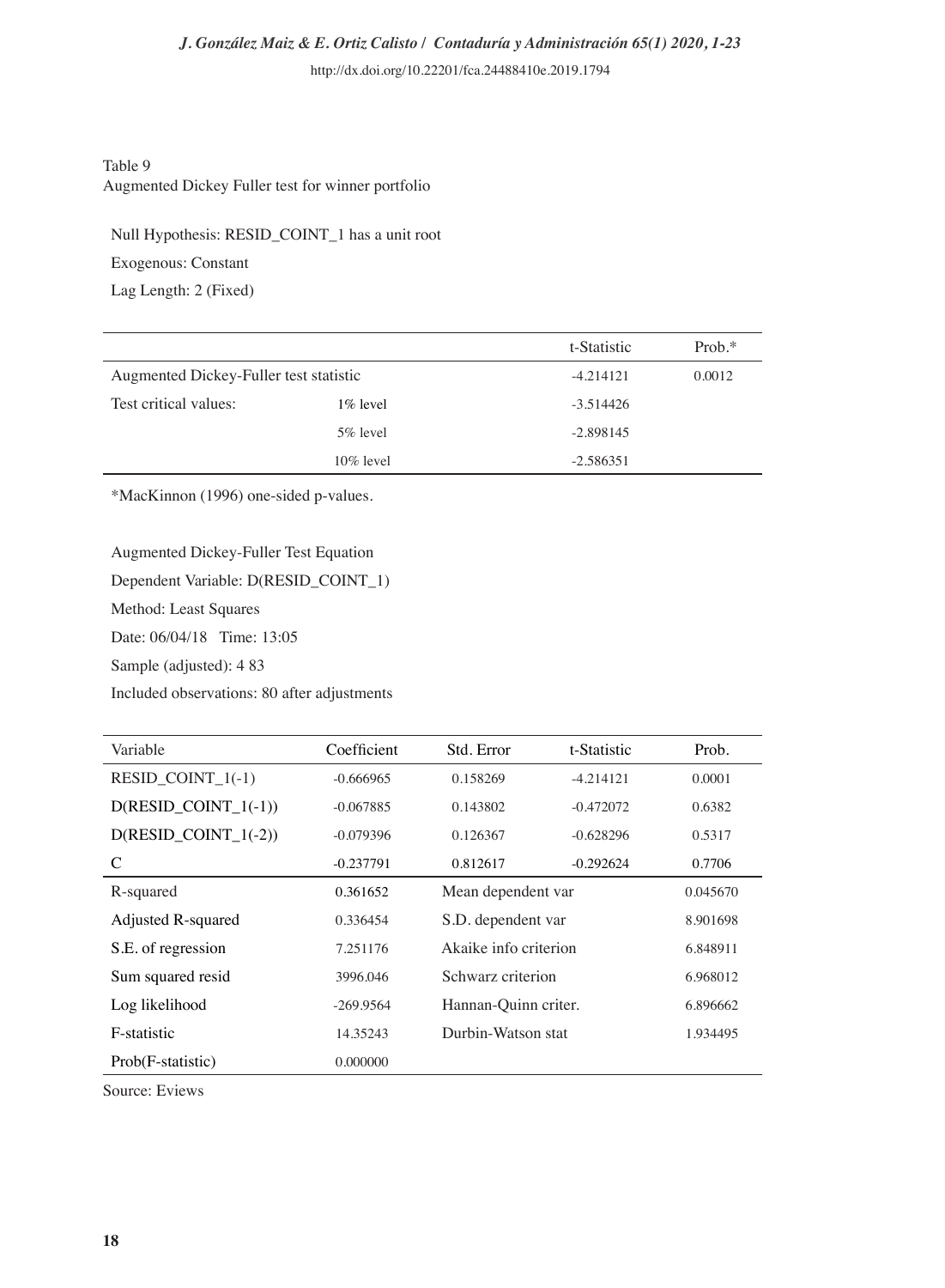Table 9

Augmented Dickey Fuller test for winner portfolio

Null Hypothesis: RESID_COINT_1 has a unit root

Exogenous: Constant

Lag Length: 2 (Fixed)

| | | t-Statistic | Prob.* |
|---|---|---|---|
| Augmented Dickey-Fuller test statistic | | -4.214121 | 0.0012 |
| Test critical values: | 1% level | -3.514426 | |
| | 5% level | -2.898145 | |
| | 10% level | -2.586351 | |

*MacKinnon (1996) one-sided p-values.

Augmented Dickey-Fuller Test Equation

Dependent Variable: D(RESID_COINT_1)

Method: Least Squares

Date: 06/04/18 Time: 13:05

Sample (adjusted): 4 83

Included observations: 80 after adjustments

| Variable | Coefficient | Std. Error | t-Statistic | Prob. |
|---|---|---|---|---|
| RESID_COINT_1(-1) | -0.666965 | 0.158269 | -4.214121 | 0.0001 |
| D(RESID_COINT_1(-1)) | -0.067885 | 0.143802 | -0.472072 | 0.6382 |
| D(RESID_COINT_1(-2)) | -0.079396 | 0.126367 | -0.628296 | 0.5317 |
| C | -0.237791 | 0.812617 | -0.292624 | 0.7706 |
| R-squared | 0.361652 | Mean dependent var | | 0.045670 |
| Adjusted R-squared | 0.336454 | S.D. dependent var | | 8.901698 |
| S.E. of regression | 7.251176 | Akaike info criterion | | 6.848911 |
| Sum squared resid | 3996.046 | Schwarz criterion | | 6.968012 |
| Log likelihood | -269.9564 | Hannan-Quinn criter. | | 6.896662 |
| F-statistic | 14.35243 | Durbin-Watson stat | | 1.934495 |
| Prob(F-statistic) | 0.000000 | | | |

Source: Eviews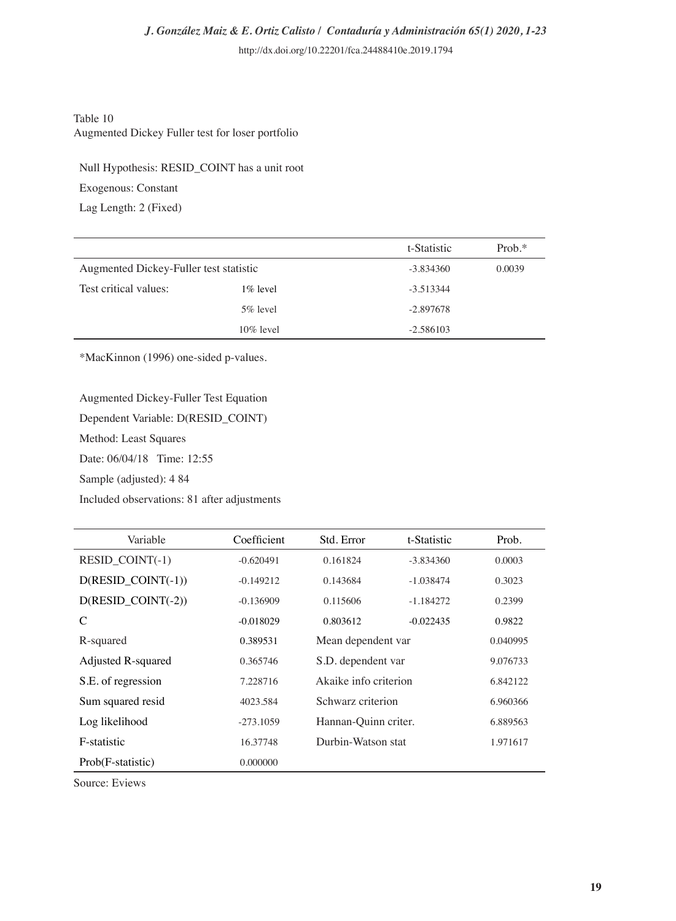Table 10
Augmented Dickey Fuller test for loser portfolio

Null Hypothesis: RESID_COINT has a unit root

Exogenous: Constant

Lag Length: 2 (Fixed)

| | | t-Statistic | Prob.* |
|---|---|---|---|
| Augmented Dickey-Fuller test statistic | | -3.834360 | 0.0039 |
| Test critical values: | 1% level | -3.513344 | |
| | 5% level | -2.897678 | |
| | 10% level | -2.586103 | |

*MacKinnon (1996) one-sided p-values.

Augmented Dickey-Fuller Test Equation

Dependent Variable: D(RESID_COINT)

Method: Least Squares

Date: 06/04/18 Time: 12:55

Sample (adjusted): 4 84

Included observations: 81 after adjustments

| Variable | Coefficient | Std. Error | t-Statistic | Prob. |
|---|---|---|---|---|
| RESID_COINT(-1) | -0.620491 | 0.161824 | -3.834360 | 0.0003 |
| D(RESID_COINT(-1)) | -0.149212 | 0.143684 | -1.038474 | 0.3023 |
| D(RESID_COINT(-2)) | -0.136909 | 0.115606 | -1.184272 | 0.2399 |
| C | -0.018029 | 0.803612 | -0.022435 | 0.9822 |
| R-squared | 0.389531 | Mean dependent var | | 0.040995 |
| Adjusted R-squared | 0.365746 | S.D. dependent var | | 9.076733 |
| S.E. of regression | 7.228716 | Akaike info criterion | | 6.842122 |
| Sum squared resid | 4023.584 | Schwarz criterion | | 6.960366 |
| Log likelihood | -273.1059 | Hannan-Quinn criter. | | 6.889563 |
| F-statistic | 16.37748 | Durbin-Watson stat | | 1.971617 |
| Prob(F-statistic) | 0.000000 | | | |

Source: Eviews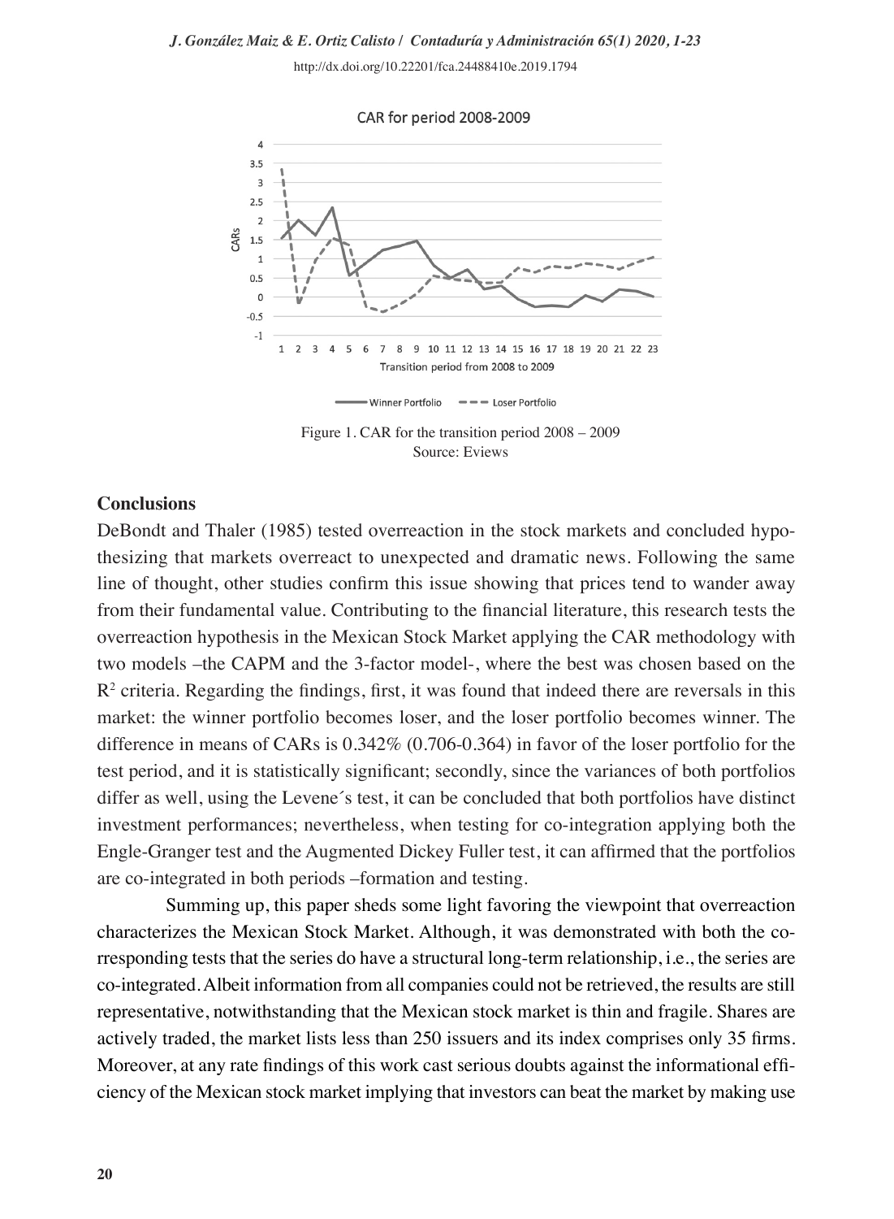Figure 1. CAR for the transition period 2008 – 2009
Source: Eviews

## Conclusions

DeBondt and Thaler (1985) tested overreaction in the stock markets and concluded hypothesizing that markets overreact to unexpected and dramatic news. Following the same line of thought, other studies confirm this issue showing that prices tend to wander away from their fundamental value. Contributing to the financial literature, this research tests the overreaction hypothesis in the Mexican Stock Market applying the CAR methodology with two models –the CAPM and the 3-factor model-, where the best was chosen based on the $R^2$ criteria. Regarding the findings, first, it was found that indeed there are reversals in this market: the winner portfolio becomes loser, and the loser portfolio becomes winner. The difference in means of CARs is 0.342% (0.706-0.364) in favor of the loser portfolio for the test period, and it is statistically significant; secondly, since the variances of both portfolios differ as well, using the Levene´s test, it can be concluded that both portfolios have distinct investment performances; nevertheless, when testing for co-integration applying both the Engle-Granger test and the Augmented Dickey Fuller test, it can affirmed that the portfolios are co-integrated in both periods –formation and testing.

Summing up, this paper sheds some light favoring the viewpoint that overreaction characterizes the Mexican Stock Market. Although, it was demonstrated with both the corresponding tests that the series do have a structural long-term relationship, i.e., the series are co-integrated. Albeit information from all companies could not be retrieved, the results are still representative, notwithstanding that the Mexican stock market is thin and fragile. Shares are actively traded, the market lists less than 250 issuers and its index comprises only 35 firms. Moreover, at any rate findings of this work cast serious doubts against the informational efficiency of the Mexican stock market implying that investors can beat the market by making use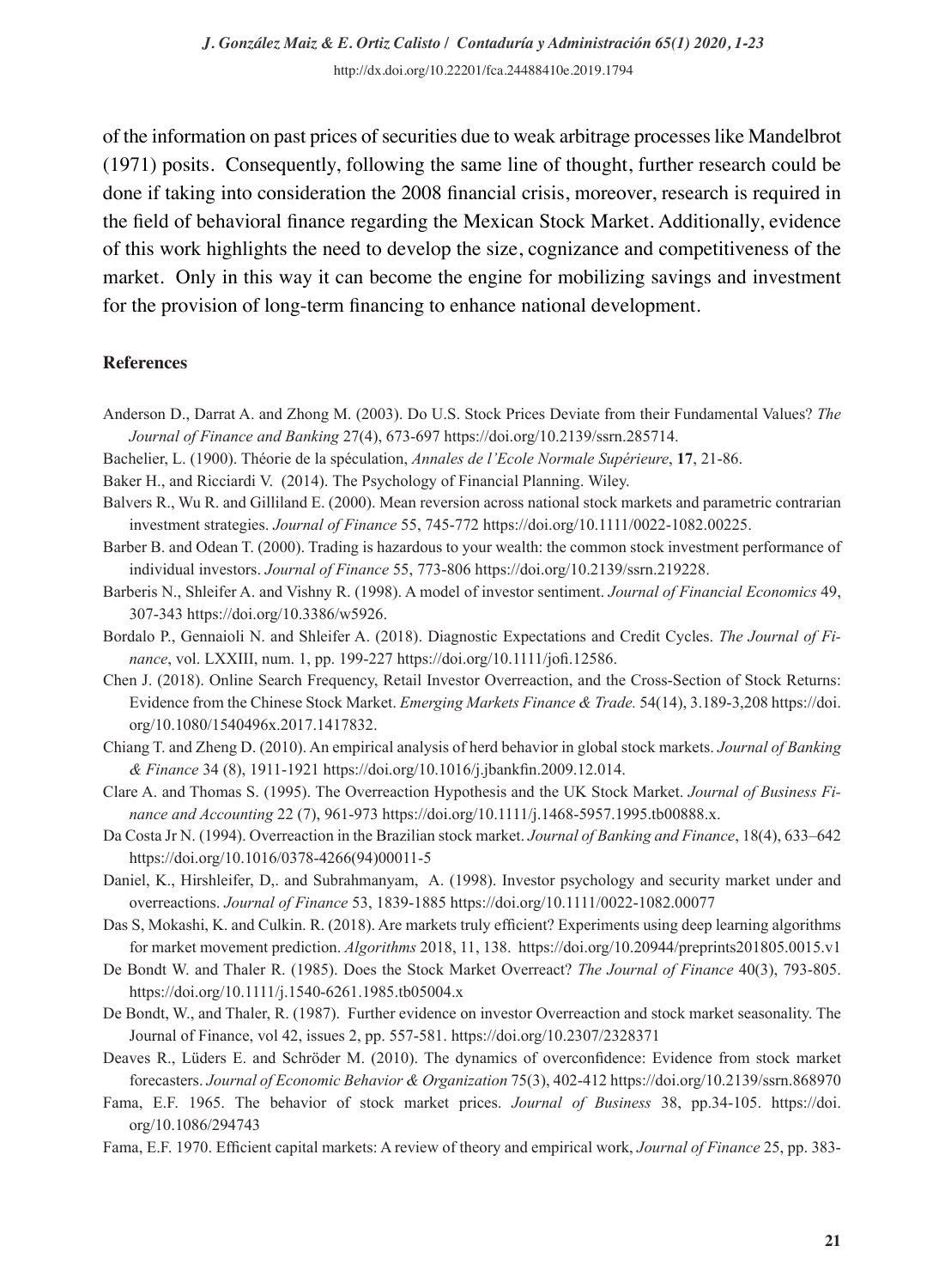of the information on past prices of securities due to weak arbitrage processes like Mandelbrot (1971) posits. Consequently, following the same line of thought, further research could be done if taking into consideration the 2008 financial crisis, moreover, research is required in the field of behavioral finance regarding the Mexican Stock Market. Additionally, evidence of this work highlights the need to develop the size, cognizance and competitiveness of the market. Only in this way it can become the engine for mobilizing savings and investment for the provision of long-term financing to enhance national development.

## References

Anderson D., Darrat A. and Zhong M. (2003). Do U.S. Stock Prices Deviate from their Fundamental Values? *The Journal of Finance and Banking* 27(4), 673-697 https://doi.org/10.2139/ssrn.285714.

Bachelier, L. (1900). Théorie de la spéculation, *Annales de l'Ecole Normale Supérieure*, **17**, 21-86.

Baker H., and Ricciardi V. (2014). The Psychology of Financial Planning. Wiley.

Balvers R., Wu R. and Gilliland E. (2000). Mean reversion across national stock markets and parametric contrarian investment strategies. *Journal of Finance* 55, 745-772 https://doi.org/10.1111/0022-1082.00225.

Barber B. and Odean T. (2000). Trading is hazardous to your wealth: the common stock investment performance of individual investors. *Journal of Finance* 55, 773-806 https://doi.org/10.2139/ssrn.219228.

Barberis N., Shleifer A. and Vishny R. (1998). A model of investor sentiment. *Journal of Financial Economics* 49, 307-343 https://doi.org/10.3386/w5926.

Bordalo P., Gennaioli N. and Shleifer A. (2018). Diagnostic Expectations and Credit Cycles. *The Journal of Finance*, vol. LXXIII, num. 1, pp. 199-227 https://doi.org/10.1111/jofi.12586.

Chen J. (2018). Online Search Frequency, Retail Investor Overreaction, and the Cross-Section of Stock Returns: Evidence from the Chinese Stock Market. *Emerging Markets Finance & Trade.* 54(14), 3.189-3,208 https://doi.org/10.1080/1540496x.2017.1417832.

Chiang T. and Zheng D. (2010). An empirical analysis of herd behavior in global stock markets. *Journal of Banking & Finance* 34 (8), 1911-1921 https://doi.org/10.1016/j.jbankfin.2009.12.014.

Clare A. and Thomas S. (1995). The Overreaction Hypothesis and the UK Stock Market. *Journal of Business Finance and Accounting* 22 (7), 961-973 https://doi.org/10.1111/j.1468-5957.1995.tb00888.x.

Da Costa Jr N. (1994). Overreaction in the Brazilian stock market. *Journal of Banking and Finance*, 18(4), 633–642 https://doi.org/10.1016/0378-4266(94)00011-5

Daniel, K., Hirshleifer, D,. and Subrahmanyam, A. (1998). Investor psychology and security market under and overreactions. *Journal of Finance* 53, 1839-1885 https://doi.org/10.1111/0022-1082.00077

Das S, Mokashi, K. and Culkin. R. (2018). Are markets truly efficient? Experiments using deep learning algorithms for market movement prediction. *Algorithms* 2018, 11, 138. https://doi.org/10.20944/preprints201805.0015.v1

De Bondt W. and Thaler R. (1985). Does the Stock Market Overreact? *The Journal of Finance* 40(3), 793-805. https://doi.org/10.1111/j.1540-6261.1985.tb05004.x

De Bondt, W., and Thaler, R. (1987). Further evidence on investor Overreaction and stock market seasonality. The Journal of Finance, vol 42, issues 2, pp. 557-581. https://doi.org/10.2307/2328371

Deaves R., Lüders E. and Schröder M. (2010). The dynamics of overconfidence: Evidence from stock market forecasters. *Journal of Economic Behavior & Organization* 75(3), 402-412 https://doi.org/10.2139/ssrn.868970

Fama, E.F. 1965. The behavior of stock market prices. *Journal of Business* 38, pp.34-105. https://doi.org/10.1086/294743

Fama, E.F. 1970. Efficient capital markets: A review of theory and empirical work, *Journal of Finance* 25, pp. 383-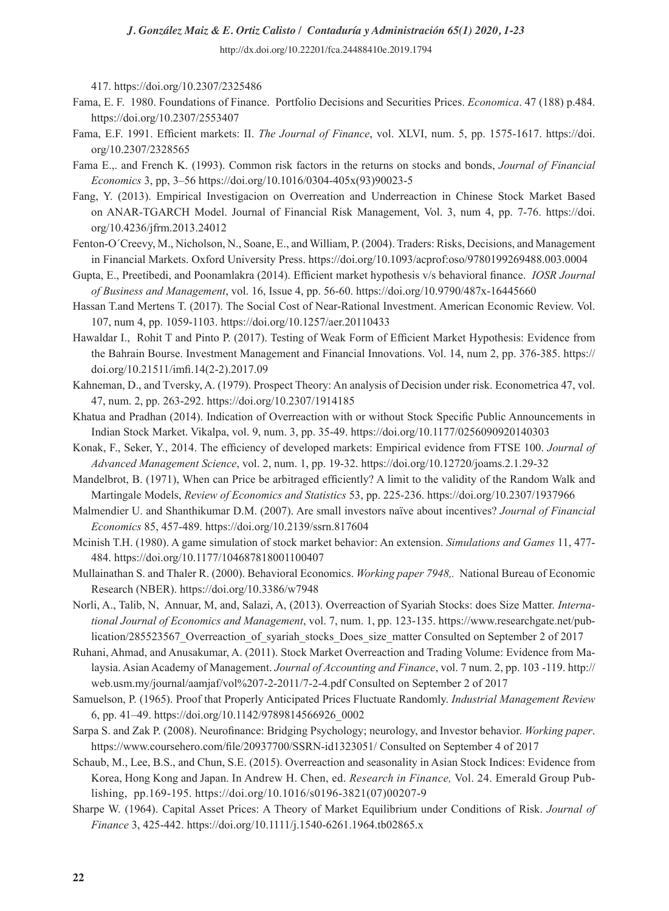417. https://doi.org/10.2307/2325486

Fama, E. F. 1980. Foundations of Finance. Portfolio Decisions and Securities Prices. *Economica*. 47 (188) p.484. https://doi.org/10.2307/2553407

Fama, E.F. 1991. Efficient markets: II. *The Journal of Finance*, vol. XLVI, num. 5, pp. 1575-1617. https://doi.org/10.2307/2328565

Fama E.,. and French K. (1993). Common risk factors in the returns on stocks and bonds, *Journal of Financial Economics* 3, pp, 3–56 https://doi.org/10.1016/0304-405x(93)90023-5

Fang, Y. (2013). Empirical Investigacion on Overreation and Underreaction in Chinese Stock Market Based on ANAR-TGARCH Model. Journal of Financial Risk Management, Vol. 3, num 4, pp. 7-76. https://doi.org/10.4236/jfrm.2013.24012

Fenton-O´Creevy, M., Nicholson, N., Soane, E., and William, P. (2004). Traders: Risks, Decisions, and Management in Financial Markets. Oxford University Press. https://doi.org/10.1093/acprof:oso/9780199269488.003.0004

Gupta, E., Preetibedi, and Poonamlakra (2014). Efficient market hypothesis v/s behavioral finance. *IOSR Journal of Business and Management*, vol. 16, Issue 4, pp. 56-60. https://doi.org/10.9790/487x-16445660

Hassan T.and Mertens T. (2017). The Social Cost of Near-Rational Investment. American Economic Review. Vol. 107, num 4, pp. 1059-1103. https://doi.org/10.1257/aer.20110433

Hawaldar I., Rohit T and Pinto P. (2017). Testing of Weak Form of Efficient Market Hypothesis: Evidence from the Bahrain Bourse. Investment Management and Financial Innovations. Vol. 14, num 2, pp. 376-385. https://doi.org/10.21511/imfi.14(2-2).2017.09

Kahneman, D., and Tversky, A. (1979). Prospect Theory: An analysis of Decision under risk. Econometrica 47, vol. 47, num. 2, pp. 263-292. https://doi.org/10.2307/1914185

Khatua and Pradhan (2014). Indication of Overreaction with or without Stock Specific Public Announcements in Indian Stock Market. Vikalpa, vol. 9, num. 3, pp. 35-49. https://doi.org/10.1177/0256090920140303

Konak, F., Seker, Y., 2014. The efficiency of developed markets: Empirical evidence from FTSE 100. *Journal of Advanced Management Science*, vol. 2, num. 1, pp. 19-32. https://doi.org/10.12720/joams.2.1.29-32

Mandelbrot, B. (1971), When can Price be arbitraged efficiently? A limit to the validity of the Random Walk and Martingale Models, *Review of Economics and Statistics* 53, pp. 225-236. https://doi.org/10.2307/1937966

Malmendier U. and Shanthikumar D.M. (2007). Are small investors naïve about incentives? *Journal of Financial Economics* 85, 457-489. https://doi.org/10.2139/ssrn.817604

Mcinish T.H. (1980). A game simulation of stock market behavior: An extension. *Simulations and Games* 11, 477-484. https://doi.org/10.1177/104687818001100407

Mullainathan S. and Thaler R. (2000). Behavioral Economics. *Working paper 7948,*. National Bureau of Economic Research (NBER). https://doi.org/10.3386/w7948

Norli, A., Talib, N, Annuar, M, and, Salazi, A, (2013). Overreaction of Syariah Stocks: does Size Matter. *International Journal of Economics and Management*, vol. 7, num. 1, pp. 123-135. https://www.researchgate.net/publication/285523567_Overreaction_of_syariah_stocks_Does_size_matter Consulted on September 2 of 2017

Ruhani, Ahmad, and Anusakumar, A. (2011). Stock Market Overreaction and Trading Volume: Evidence from Malaysia. Asian Academy of Management. *Journal of Accounting and Finance*, vol. 7 num. 2, pp. 103 -119. http://web.usm.my/journal/aamjaf/vol%207-2-2011/7-2-4.pdf Consulted on September 2 of 2017

Samuelson, P. (1965). Proof that Properly Anticipated Prices Fluctuate Randomly. *Industrial Management Review* 6, pp. 41–49. https://doi.org/10.1142/9789814566926_0002

Sarpa S. and Zak P. (2008). Neurofinance: Bridging Psychology; neurology, and Investor behavior. *Working paper*. https://www.coursehero.com/file/20937700/SSRN-id1323051/ Consulted on September 4 of 2017

Schaub, M., Lee, B.S., and Chun, S.E. (2015). Overreaction and seasonality in Asian Stock Indices: Evidence from Korea, Hong Kong and Japan. In Andrew H. Chen, ed. *Research in Finance,* Vol. 24. Emerald Group Publishing, pp.169-195. https://doi.org/10.1016/s0196-3821(07)00207-9

Sharpe W. (1964). Capital Asset Prices: A Theory of Market Equilibrium under Conditions of Risk. *Journal of Finance* 3, 425-442. https://doi.org/10.1111/j.1540-6261.1964.tb02865.x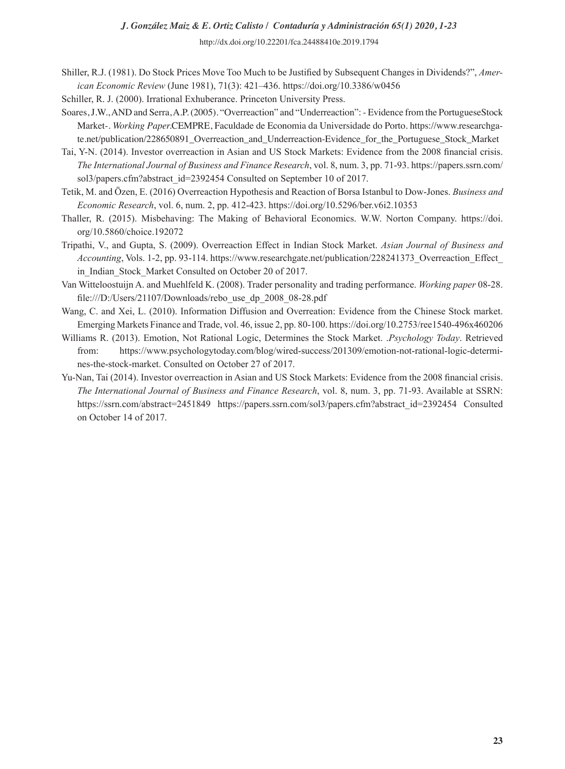Shiller, R.J. (1981). Do Stock Prices Move Too Much to be Justified by Subsequent Changes in Dividends?", *American Economic Review* (June 1981), 71(3): 421–436. https://doi.org/10.3386/w0456

Schiller, R. J. (2000). Irrational Exhuberance. Princeton University Press.

Soares, J.W., AND and Serra, A.P. (2005). "Overreaction" and "Underreaction": - Evidence from the PortugueseStock Market-. *Working Paper*.CEMPRE, Faculdade de Economia da Universidade do Porto. https://www.researchgate.net/publication/228650891_Overreaction_and_Underreaction-Evidence_for_the_Portuguese_Stock_Market

Tai, Y-N. (2014). Investor overreaction in Asian and US Stock Markets: Evidence from the 2008 financial crisis. *The International Journal of Business and Finance Research*, vol. 8, num. 3, pp. 71-93. https://papers.ssrn.com/sol3/papers.cfm?abstract_id=2392454 Consulted on September 10 of 2017.

Tetik, M. and Özen, E. (2016) Overreaction Hypothesis and Reaction of Borsa Istanbul to Dow-Jones. *Business and Economic Research*, vol. 6, num. 2, pp. 412-423. https://doi.org/10.5296/ber.v6i2.10353

Thaller, R. (2015). Misbehaving: The Making of Behavioral Economics. W.W. Norton Company. https://doi.org/10.5860/choice.192072

Tripathi, V., and Gupta, S. (2009). Overreaction Effect in Indian Stock Market. *Asian Journal of Business and Accounting*, Vols. 1-2, pp. 93-114. https://www.researchgate.net/publication/228241373_Overreaction_Effect_in_Indian_Stock_Market Consulted on October 20 of 2017.

Van Witteloostuijn A. and Muehlfeld K. (2008). Trader personality and trading performance. *Working paper* 08-28. file:///D:/Users/21107/Downloads/rebo_use_dp_2008_08-28.pdf

Wang, C. and Xei, L. (2010). Information Diffusion and Overreation: Evidence from the Chinese Stock market. Emerging Markets Finance and Trade, vol. 46, issue 2, pp. 80-100. https://doi.org/10.2753/ree1540-496x460206

Williams R. (2013). Emotion, Not Rational Logic, Determines the Stock Market. .*Psychology Today*. Retrieved from: https://www.psychologytoday.com/blog/wired-success/201309/emotion-not-rational-logic-determines-the-stock-market. Consulted on October 27 of 2017.

Yu-Nan, Tai (2014). Investor overreaction in Asian and US Stock Markets: Evidence from the 2008 financial crisis. *The International Journal of Business and Finance Research*, vol. 8, num. 3, pp. 71-93. Available at SSRN: https://ssrn.com/abstract=2451849 https://papers.ssrn.com/sol3/papers.cfm?abstract_id=2392454 Consulted on October 14 of 2017.